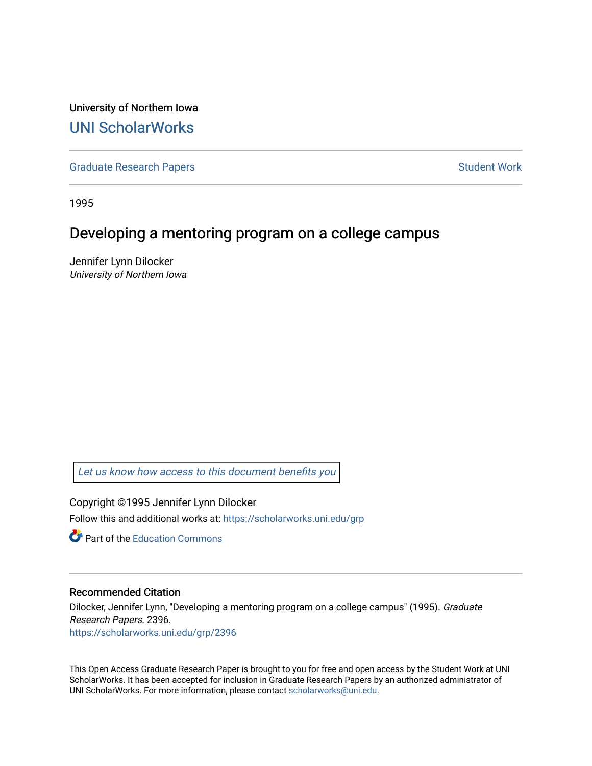University of Northern Iowa

# UNI ScholarWorks

Graduate Research Papers | Student Work

1995

## Developing a mentoring program on a college campus

Jennifer Lynn Dilocker

*University of Northern Iowa*

*Let us know how access to this document benefits you*

Copyright ©1995 Jennifer Lynn Dilocker

Follow this and additional works at: https://scholarworks.uni.edu/grp

Part of the Education Commons

### Recommended Citation

Dilocker, Jennifer Lynn, "Developing a mentoring program on a college campus" (1995). *Graduate Research Papers*. 2396.

https://scholarworks.uni.edu/grp/2396

This Open Access Graduate Research Paper is brought to you for free and open access by the Student Work at UNI ScholarWorks. It has been accepted for inclusion in Graduate Research Papers by an authorized administrator of UNI ScholarWorks. For more information, please contact scholarworks@uni.edu.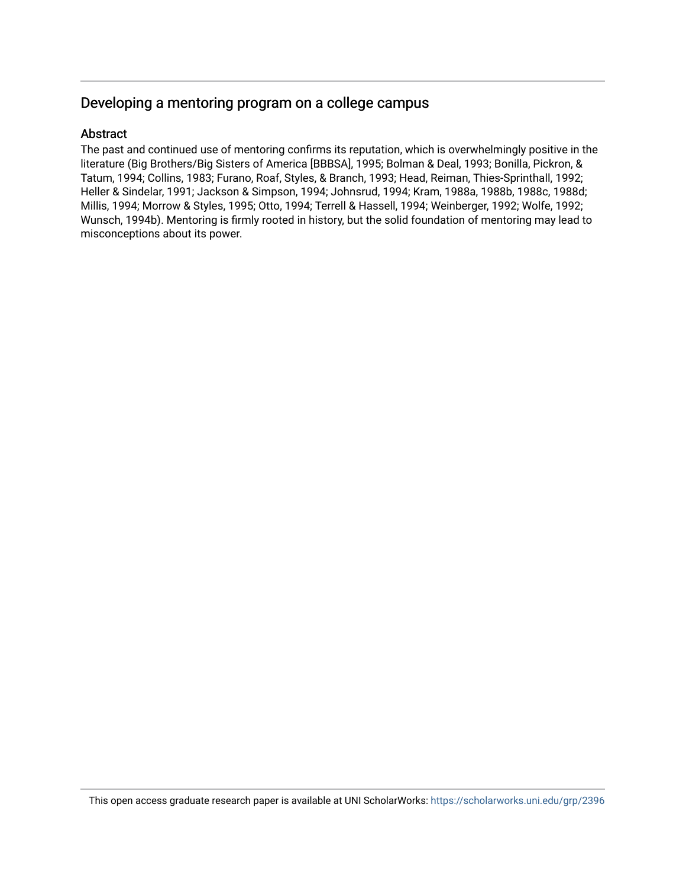## Developing a mentoring program on a college campus

### Abstract

The past and continued use of mentoring confirms its reputation, which is overwhelmingly positive in the literature (Big Brothers/Big Sisters of America [BBBSA], 1995; Bolman & Deal, 1993; Bonilla, Pickron, & Tatum, 1994; Collins, 1983; Furano, Roaf, Styles, & Branch, 1993; Head, Reiman, Thies-Sprinthall, 1992; Heller & Sindelar, 1991; Jackson & Simpson, 1994; Johnsrud, 1994; Kram, 1988a, 1988b, 1988c, 1988d; Millis, 1994; Morrow & Styles, 1995; Otto, 1994; Terrell & Hassell, 1994; Weinberger, 1992; Wolfe, 1992; Wunsch, 1994b). Mentoring is firmly rooted in history, but the solid foundation of mentoring may lead to misconceptions about its power.

This open access graduate research paper is available at UNI ScholarWorks: https://scholarworks.uni.edu/grp/2396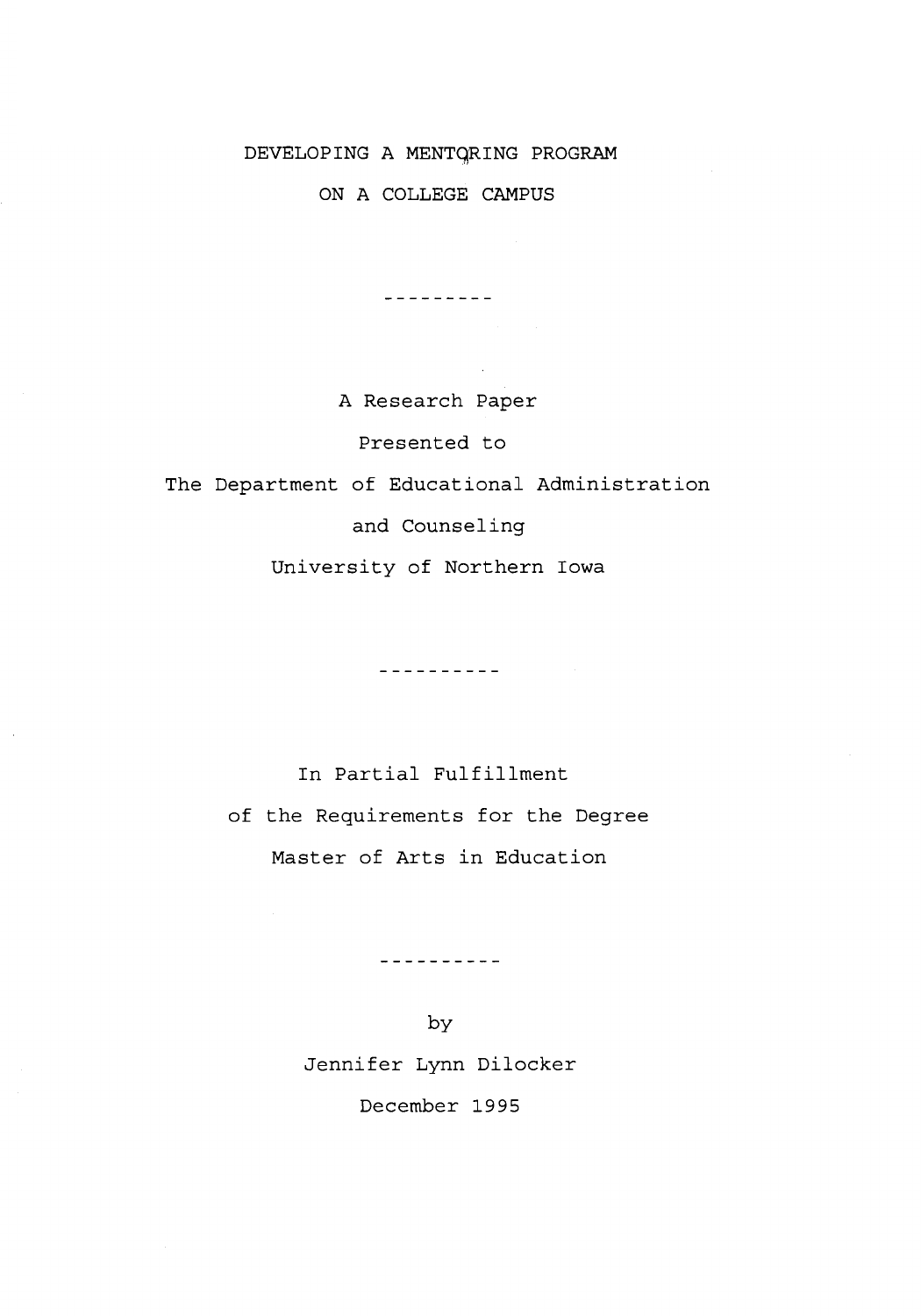# DEVELOPING A MENTORING PROGRAM ON A COLLEGE CAMPUS

---------

A Research Paper

Presented to

The Department of Educational Administration

and Counseling

University of Northern Iowa

----------

In Partial Fulfillment

of the Requirements for the Degree

Master of Arts in Education

----------

by

Jennifer Lynn Dilocker

December 1995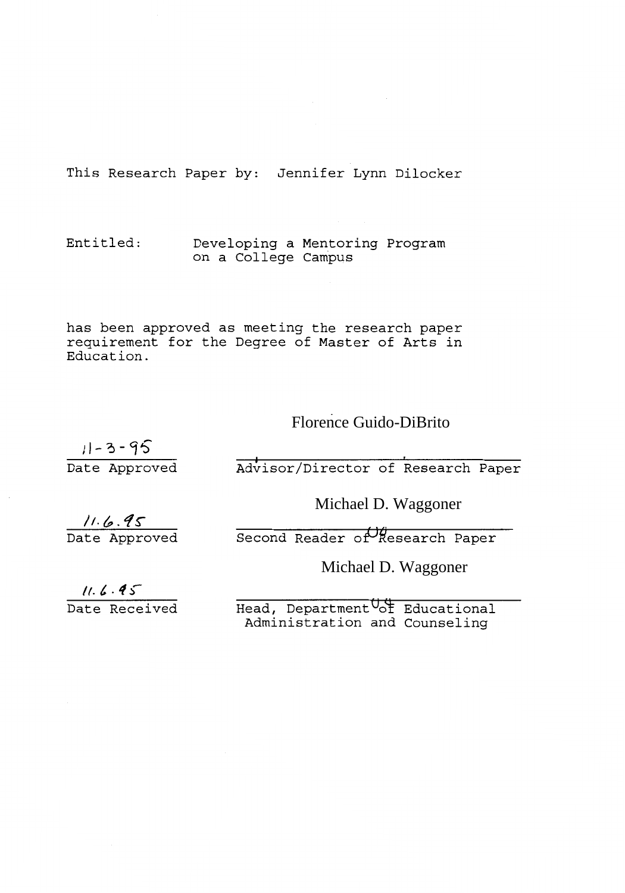This Research Paper by: Jennifer Lynn Dilocker

Entitled: Developing a Mentoring Program on a College Campus

has been approved as meeting the research paper requirement for the Degree of Master of Arts in Education.

Florence Guido-DiBrito

11-3-95
Date Approved

Advisor/Director of Research Paper

Michael D. Waggoner

11.6.95
Date Approved

Second Reader of Research Paper

Michael D. Waggoner

11.6.95
Date Received

Head, Department of Educational Administration and Counseling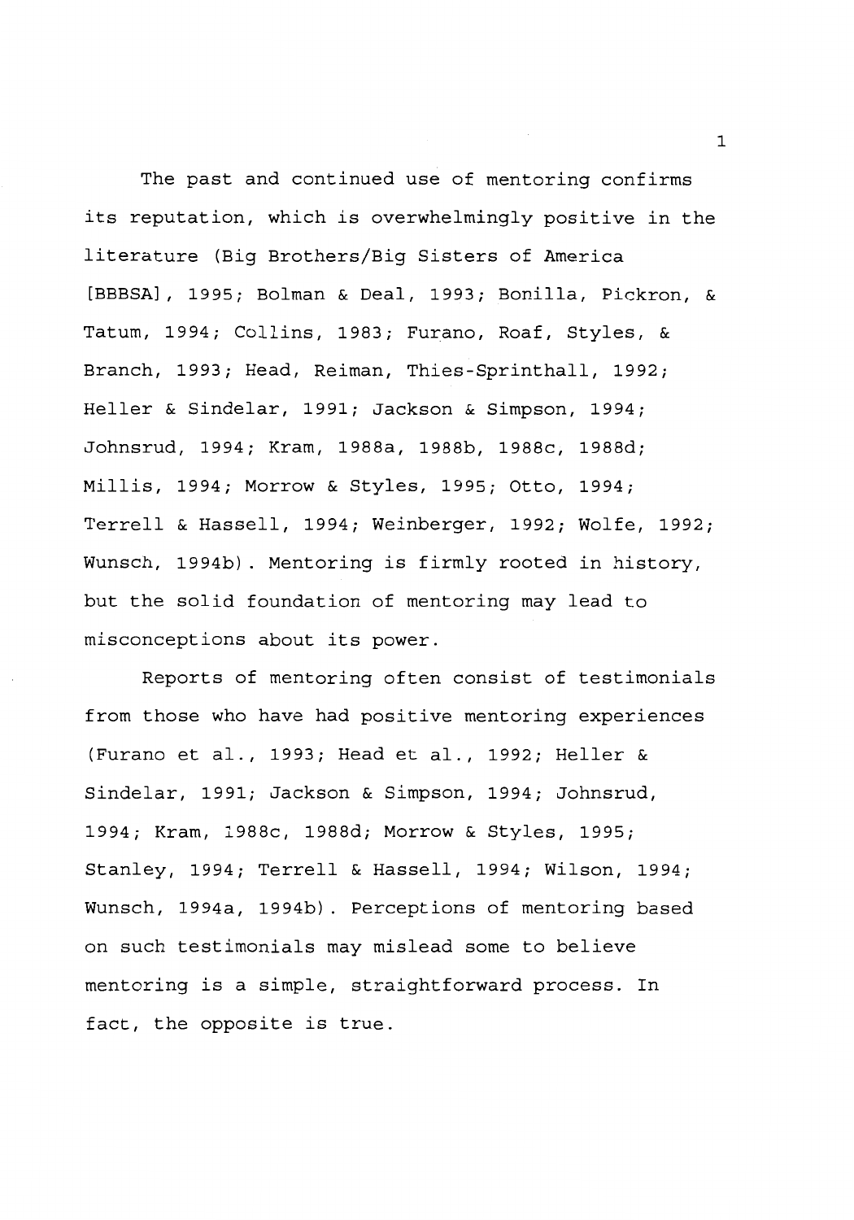The past and continued use of mentoring confirms its reputation, which is overwhelmingly positive in the literature (Big Brothers/Big Sisters of America [BBBSA], 1995; Bolman & Deal, 1993; Bonilla, Pickron, & Tatum, 1994; Collins, 1983; Furano, Roaf, Styles, & Branch, 1993; Head, Reiman, Thies-Sprinthall, 1992; Heller & Sindelar, 1991; Jackson & Simpson, 1994; Johnsrud, 1994; Kram, 1988a, 1988b, 1988c, 1988d; Millis, 1994; Morrow & Styles, 1995; Otto, 1994; Terrell & Hassell, 1994; Weinberger, 1992; Wolfe, 1992; Wunsch, 1994b). Mentoring is firmly rooted in history, but the solid foundation of mentoring may lead to misconceptions about its power.

Reports of mentoring often consist of testimonials from those who have had positive mentoring experiences (Furano et al., 1993; Head et al., 1992; Heller & Sindelar, 1991; Jackson & Simpson, 1994; Johnsrud, 1994; Kram, 1988c, 1988d; Morrow & Styles, 1995; Stanley, 1994; Terrell & Hassell, 1994; Wilson, 1994; Wunsch, 1994a, 1994b). Perceptions of mentoring based on such testimonials may mislead some to believe mentoring is a simple, straightforward process. In fact, the opposite is true.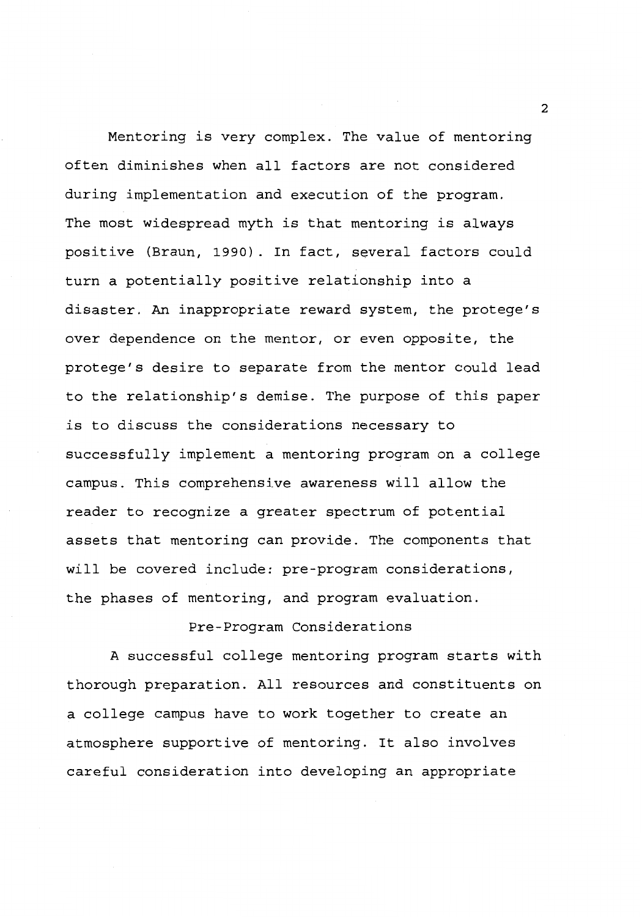Mentoring is very complex. The value of mentoring often diminishes when all factors are not considered during implementation and execution of the program. The most widespread myth is that mentoring is always positive (Braun, 1990). In fact, several factors could turn a potentially positive relationship into a disaster. An inappropriate reward system, the protege's over dependence on the mentor, or even opposite, the protege's desire to separate from the mentor could lead to the relationship's demise. The purpose of this paper is to discuss the considerations necessary to successfully implement a mentoring program on a college campus. This comprehensive awareness will allow the reader to recognize a greater spectrum of potential assets that mentoring can provide. The components that will be covered include: pre-program considerations, the phases of mentoring, and program evaluation.

## Pre-Program Considerations

A successful college mentoring program starts with thorough preparation. All resources and constituents on a college campus have to work together to create an atmosphere supportive of mentoring. It also involves careful consideration into developing an appropriate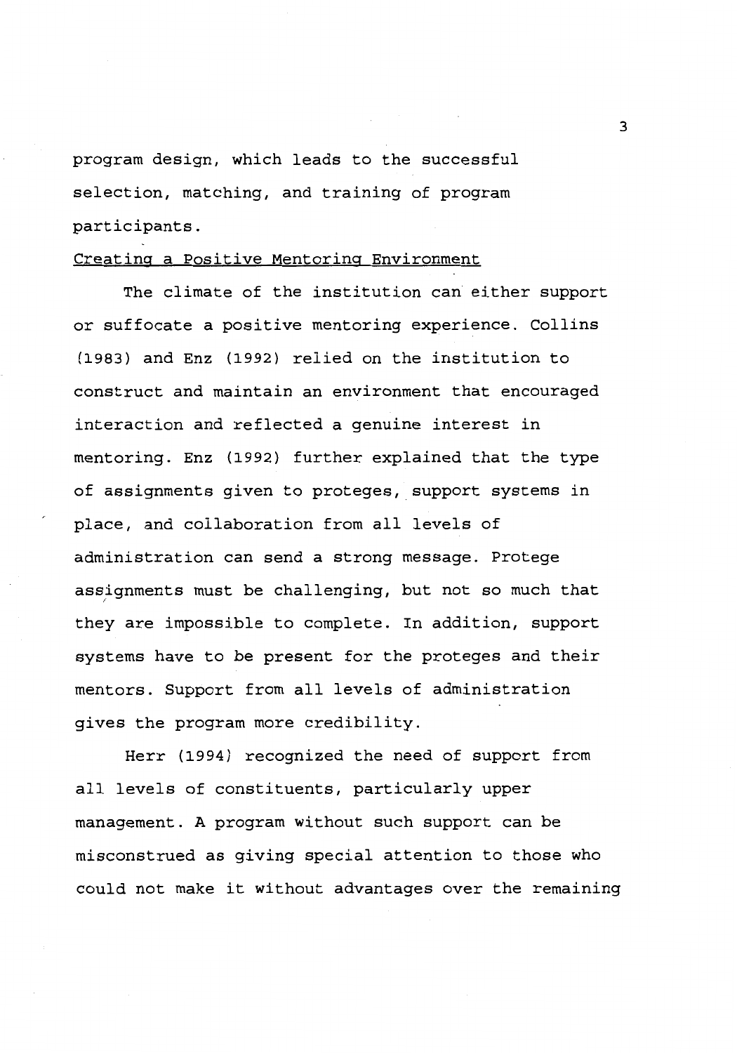program design, which leads to the successful selection, matching, and training of program participants.

## Creating a Positive Mentoring Environment

The climate of the institution can either support or suffocate a positive mentoring experience. Collins (1983) and Enz (1992) relied on the institution to construct and maintain an environment that encouraged interaction and reflected a genuine interest in mentoring. Enz (1992) further explained that the type of assignments given to proteges, support systems in place, and collaboration from all levels of administration can send a strong message. Protege assignments must be challenging, but not so much that they are impossible to complete. In addition, support systems have to be present for the proteges and their mentors. Support from all levels of administration gives the program more credibility.

Herr (1994) recognized the need of support from all levels of constituents, particularly upper management. A program without such support can be misconstrued as giving special attention to those who could not make it without advantages over the remaining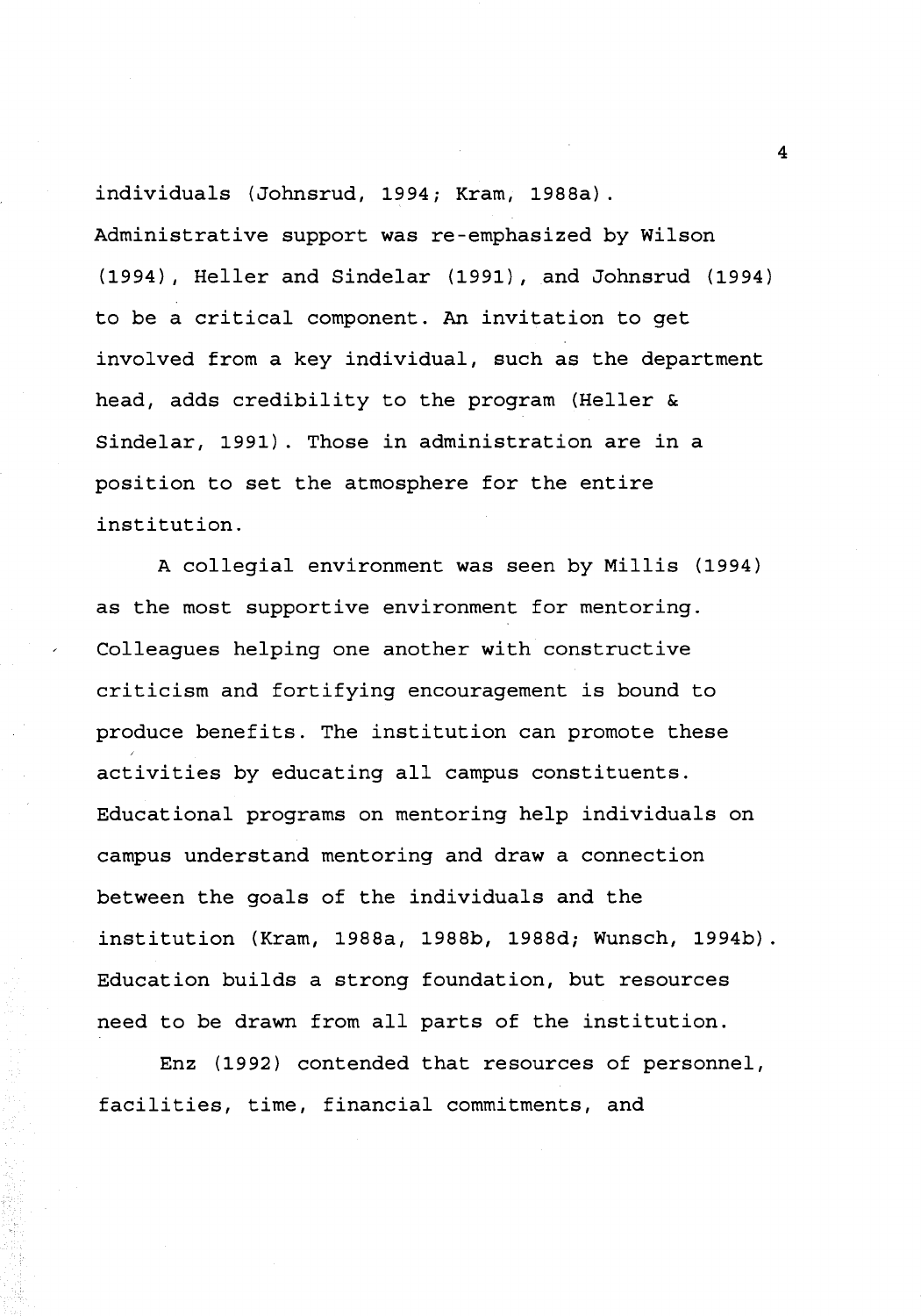individuals (Johnsrud, 1994; Kram, 1988a). Administrative support was re-emphasized by Wilson (1994), Heller and Sindelar (1991), and Johnsrud (1994) to be a critical component. An invitation to get involved from a key individual, such as the department head, adds credibility to the program (Heller & Sindelar, 1991). Those in administration are in a position to set the atmosphere for the entire institution.

A collegial environment was seen by Millis (1994) as the most supportive environment for mentoring. Colleagues helping one another with constructive criticism and fortifying encouragement is bound to produce benefits. The institution can promote these activities by educating all campus constituents. Educational programs on mentoring help individuals on campus understand mentoring and draw a connection between the goals of the individuals and the institution (Kram, 1988a, 1988b, 1988d; Wunsch, 1994b). Education builds a strong foundation, but resources need to be drawn from all parts of the institution.

Enz (1992) contended that resources of personnel, facilities, time, financial commitments, and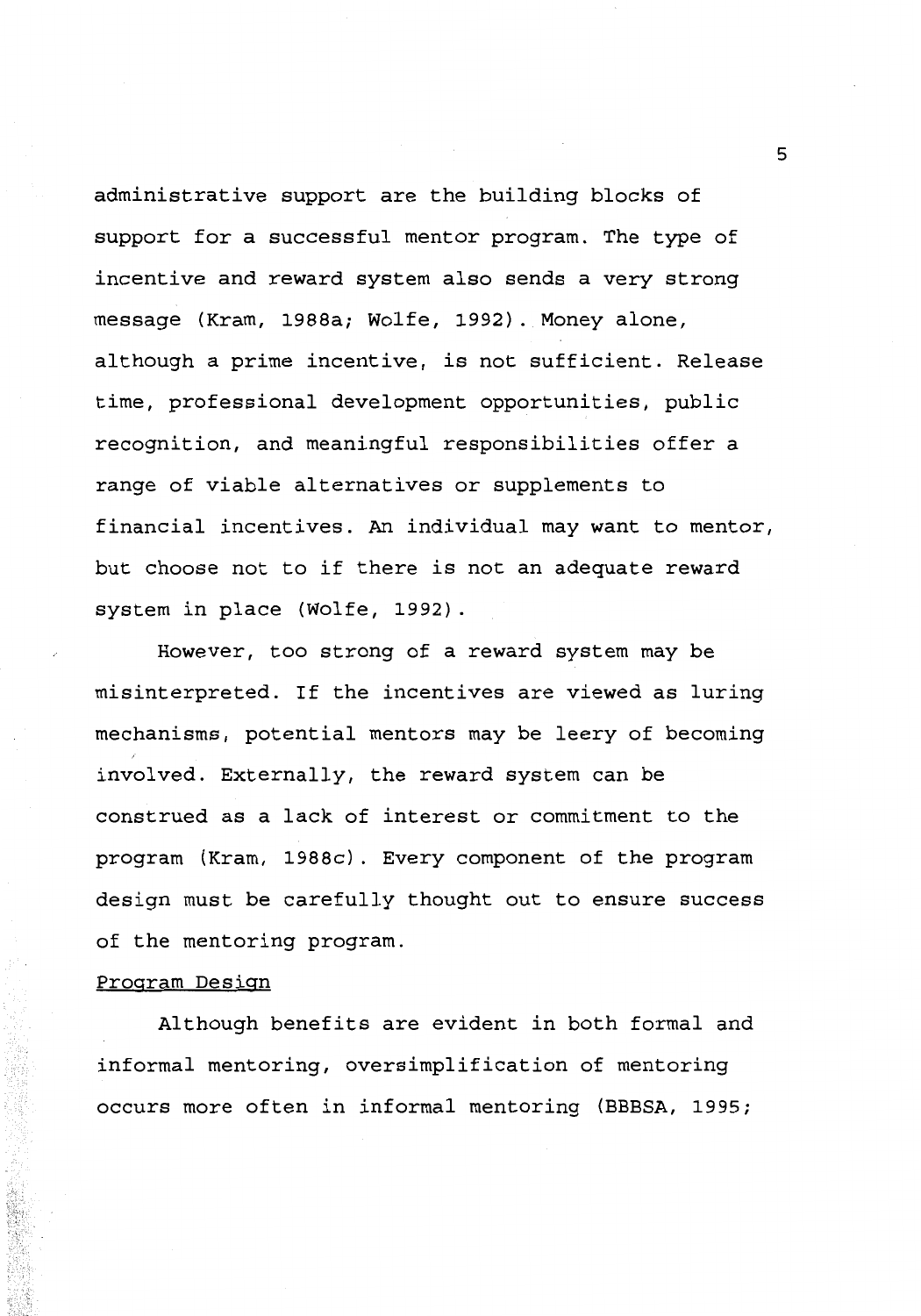administrative support are the building blocks of support for a successful mentor program. The type of incentive and reward system also sends a very strong message (Kram, 1988a; Wolfe, 1992). Money alone, although a prime incentive, is not sufficient. Release time, professional development opportunities, public recognition, and meaningful responsibilities offer a range of viable alternatives or supplements to financial incentives. An individual may want to mentor, but choose not to if there is not an adequate reward system in place (Wolfe, 1992).

However, too strong of a reward system may be misinterpreted. If the incentives are viewed as luring mechanisms, potential mentors may be leery of becoming involved. Externally, the reward system can be construed as a lack of interest or commitment to the program (Kram, 1988c). Every component of the program design must be carefully thought out to ensure success of the mentoring program.

### Program Design

Although benefits are evident in both formal and informal mentoring, oversimplification of mentoring occurs more often in informal mentoring (BBBSA, 1995;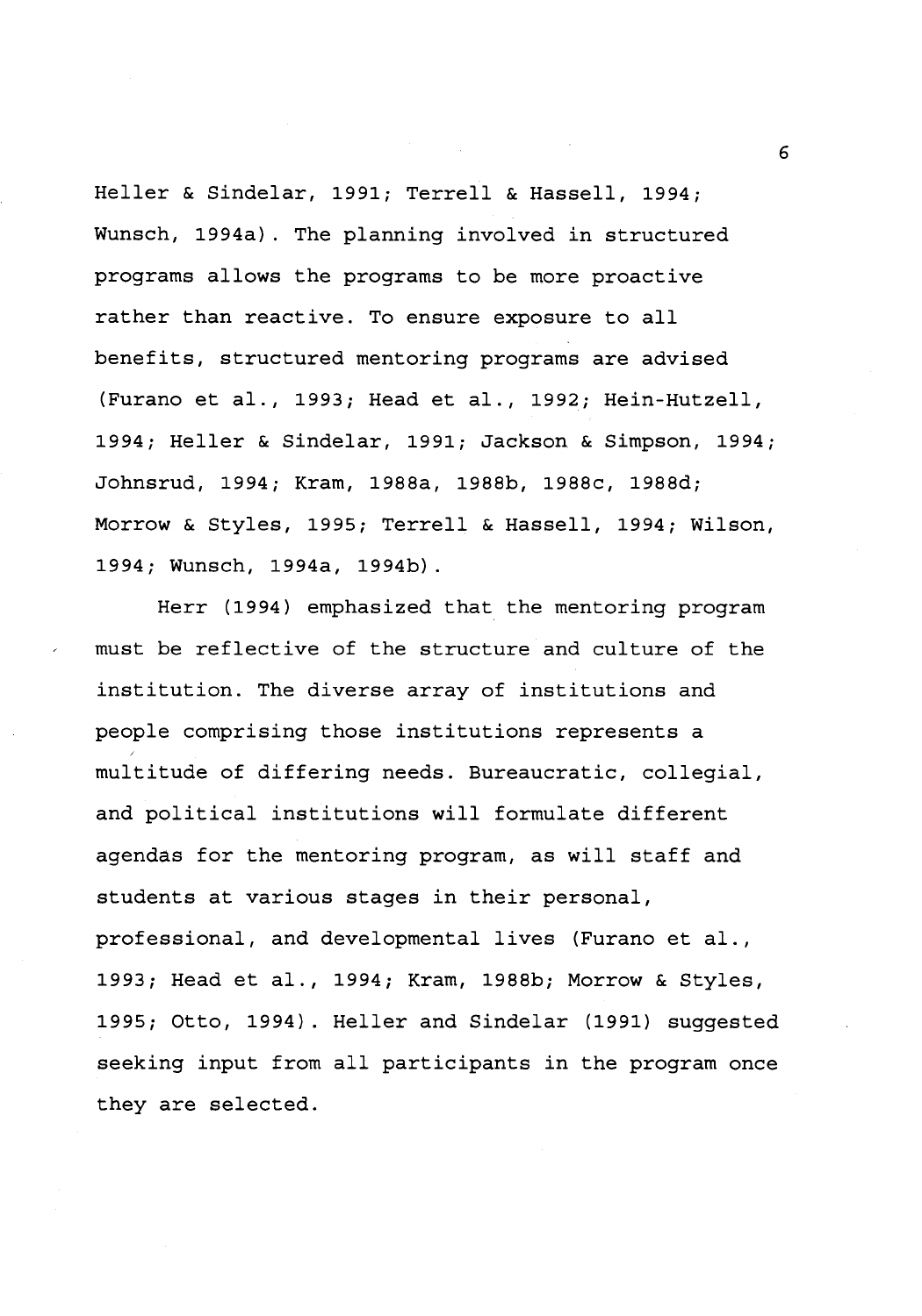Heller & Sindelar, 1991; Terrell & Hassell, 1994; Wunsch, 1994a). The planning involved in structured programs allows the programs to be more proactive rather than reactive. To ensure exposure to all benefits, structured mentoring programs are advised (Furano et al., 1993; Head et al., 1992; Hein-Hutzell, 1994; Heller & Sindelar, 1991; Jackson & Simpson, 1994; Johnsrud, 1994; Kram, 1988a, 1988b, 1988c, 1988d; Morrow & Styles, 1995; Terrell & Hassell, 1994; Wilson, 1994; Wunsch, 1994a, 1994b).

Herr (1994) emphasized that the mentoring program must be reflective of the structure and culture of the institution. The diverse array of institutions and people comprising those institutions represents a multitude of differing needs. Bureaucratic, collegial, and political institutions will formulate different agendas for the mentoring program, as will staff and students at various stages in their personal, professional, and developmental lives (Furano et al., 1993; Head et al., 1994; Kram, 1988b; Morrow & Styles, 1995; Otto, 1994). Heller and Sindelar (1991) suggested seeking input from all participants in the program once they are selected.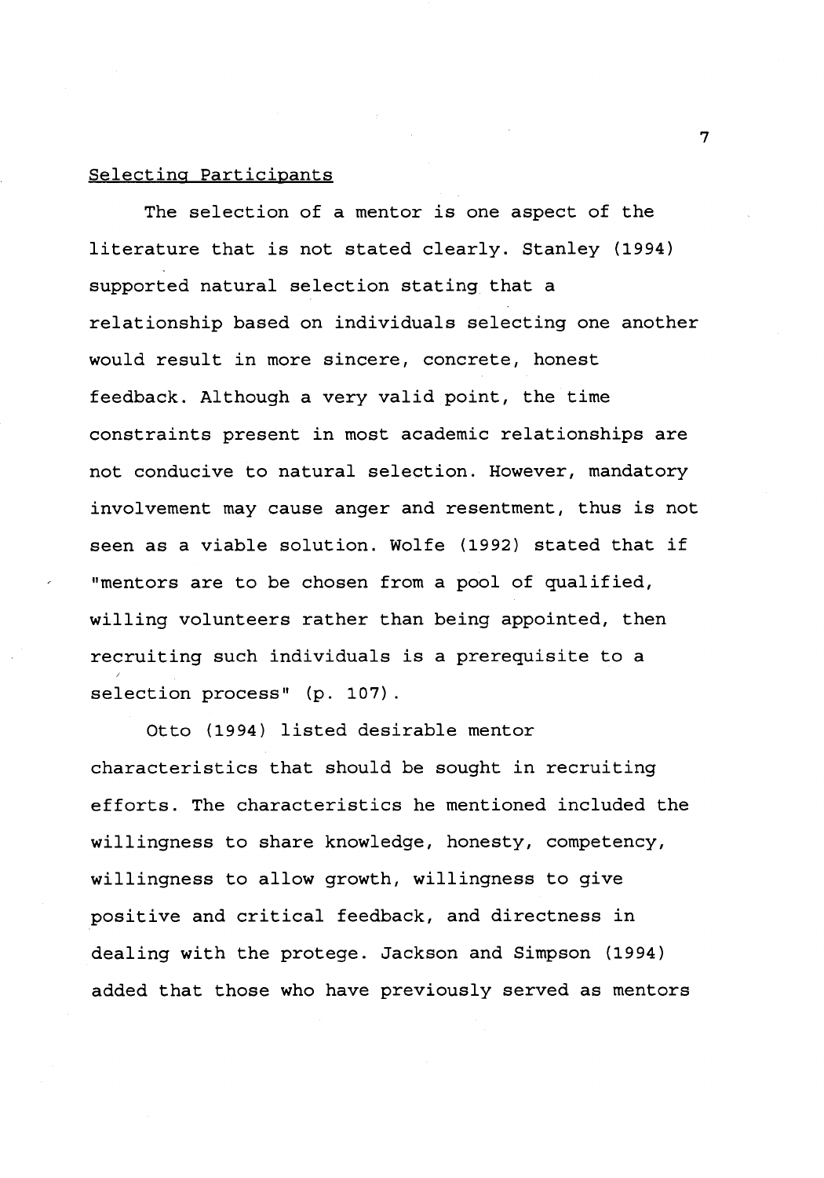Selecting Participants

The selection of a mentor is one aspect of the literature that is not stated clearly. Stanley (1994) supported natural selection stating that a relationship based on individuals selecting one another would result in more sincere, concrete, honest feedback. Although a very valid point, the time constraints present in most academic relationships are not conducive to natural selection. However, mandatory involvement may cause anger and resentment, thus is not seen as a viable solution. Wolfe (1992) stated that if "mentors are to be chosen from a pool of qualified, willing volunteers rather than being appointed, then recruiting such individuals is a prerequisite to a selection process" (p. 107).

Otto (1994) listed desirable mentor characteristics that should be sought in recruiting efforts. The characteristics he mentioned included the willingness to share knowledge, honesty, competency, willingness to allow growth, willingness to give positive and critical feedback, and directness in dealing with the protege. Jackson and Simpson (1994) added that those who have previously served as mentors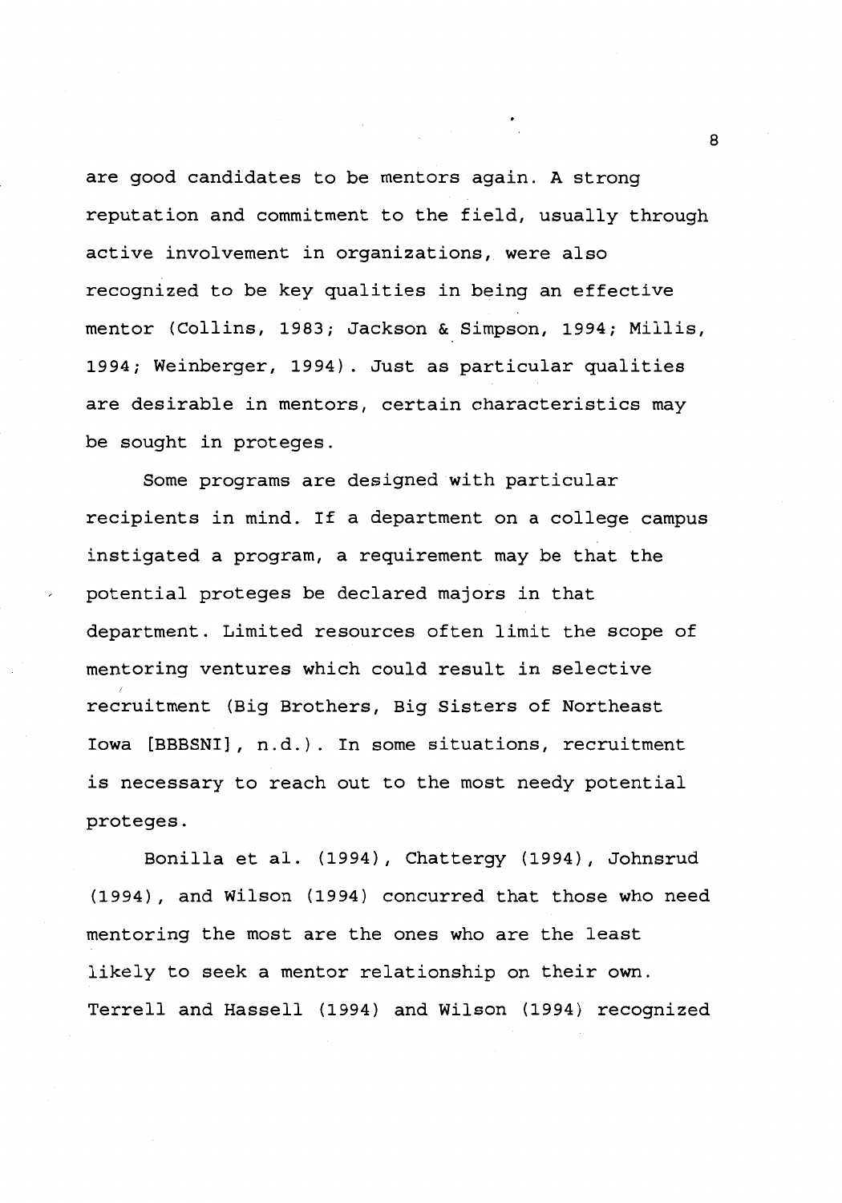are good candidates to be mentors again. A strong reputation and commitment to the field, usually through active involvement in organizations, were also recognized to be key qualities in being an effective mentor (Collins, 1983; Jackson & Simpson, 1994; Millis, 1994; Weinberger, 1994). Just as particular qualities are desirable in mentors, certain characteristics may be sought in proteges.

Some programs are designed with particular recipients in mind. If a department on a college campus instigated a program, a requirement may be that the potential proteges be declared majors in that department. Limited resources often limit the scope of mentoring ventures which could result in selective recruitment (Big Brothers, Big Sisters of Northeast Iowa [BBBSNI], n.d.). In some situations, recruitment is necessary to reach out to the most needy potential proteges.

Bonilla et al. (1994), Chattergy (1994), Johnsrud (1994), and Wilson (1994) concurred that those who need mentoring the most are the ones who are the least likely to seek a mentor relationship on their own. Terrell and Hassell (1994) and Wilson (1994) recognized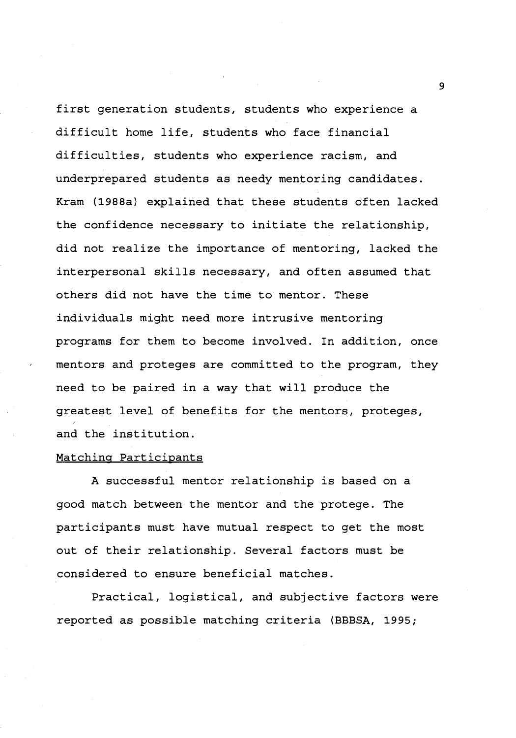first generation students, students who experience a difficult home life, students who face financial difficulties, students who experience racism, and underprepared students as needy mentoring candidates. Kram (1988a) explained that these students often lacked the confidence necessary to initiate the relationship, did not realize the importance of mentoring, lacked the interpersonal skills necessary, and often assumed that others did not have the time to mentor. These individuals might need more intrusive mentoring programs for them to become involved. In addition, once mentors and proteges are committed to the program, they need to be paired in a way that will produce the greatest level of benefits for the mentors, proteges, and the institution.

### Matching Participants

A successful mentor relationship is based on a good match between the mentor and the protege. The participants must have mutual respect to get the most out of their relationship. Several factors must be considered to ensure beneficial matches.

Practical, logistical, and subjective factors were reported as possible matching criteria (BBBSA, 1995;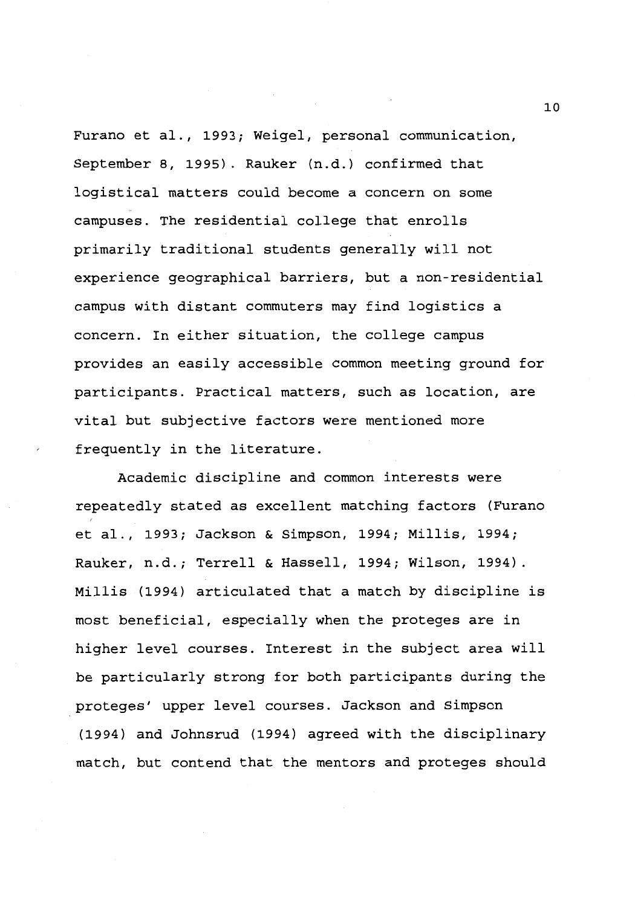Furano et al., 1993; Weigel, personal communication, September 8, 1995). Rauker (n.d.) confirmed that logistical matters could become a concern on some campuses. The residential college that enrolls primarily traditional students generally will not experience geographical barriers, but a non-residential campus with distant commuters may find logistics a concern. In either situation, the college campus provides an easily accessible common meeting ground for participants. Practical matters, such as location, are vital but subjective factors were mentioned more frequently in the literature.

Academic discipline and common interests were repeatedly stated as excellent matching factors (Furano et al., 1993; Jackson & Simpson, 1994; Millis, 1994; Rauker, n.d.; Terrell & Hassell, 1994; Wilson, 1994). Millis (1994) articulated that a match by discipline is most beneficial, especially when the proteges are in higher level courses. Interest in the subject area will be particularly strong for both participants during the proteges' upper level courses. Jackson and Simpson (1994) and Johnsrud (1994) agreed with the disciplinary match, but contend that the mentors and proteges should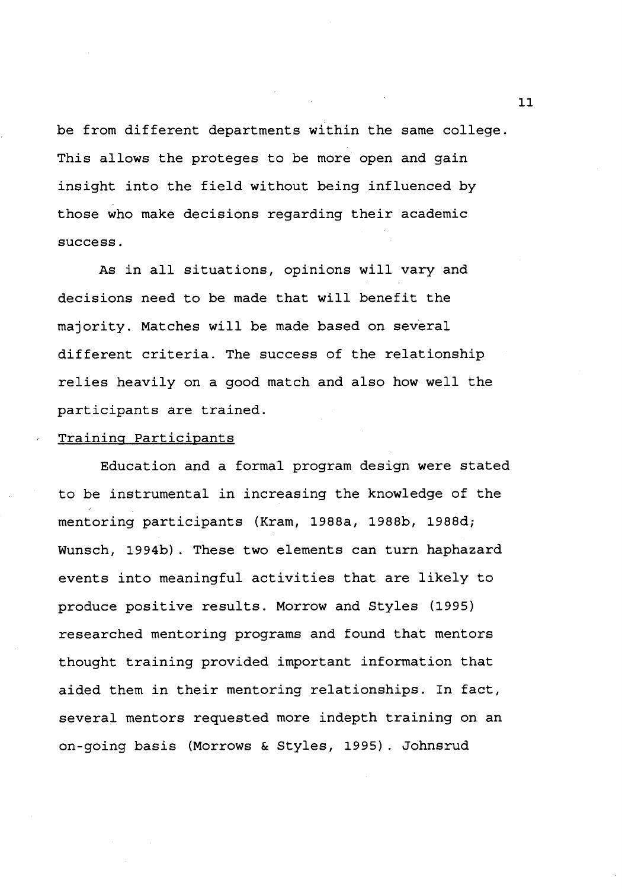be from different departments within the same college. This allows the proteges to be more open and gain insight into the field without being influenced by those who make decisions regarding their academic success.

As in all situations, opinions will vary and decisions need to be made that will benefit the majority. Matches will be made based on several different criteria. The success of the relationship relies heavily on a good match and also how well the participants are trained.

### Training Participants

Education and a formal program design were stated to be instrumental in increasing the knowledge of the mentoring participants (Kram, 1988a, 1988b, 1988d; Wunsch, 1994b). These two elements can turn haphazard events into meaningful activities that are likely to produce positive results. Morrow and Styles (1995) researched mentoring programs and found that mentors thought training provided important information that aided them in their mentoring relationships. In fact, several mentors requested more indepth training on an on-going basis (Morrows & Styles, 1995). Johnsrud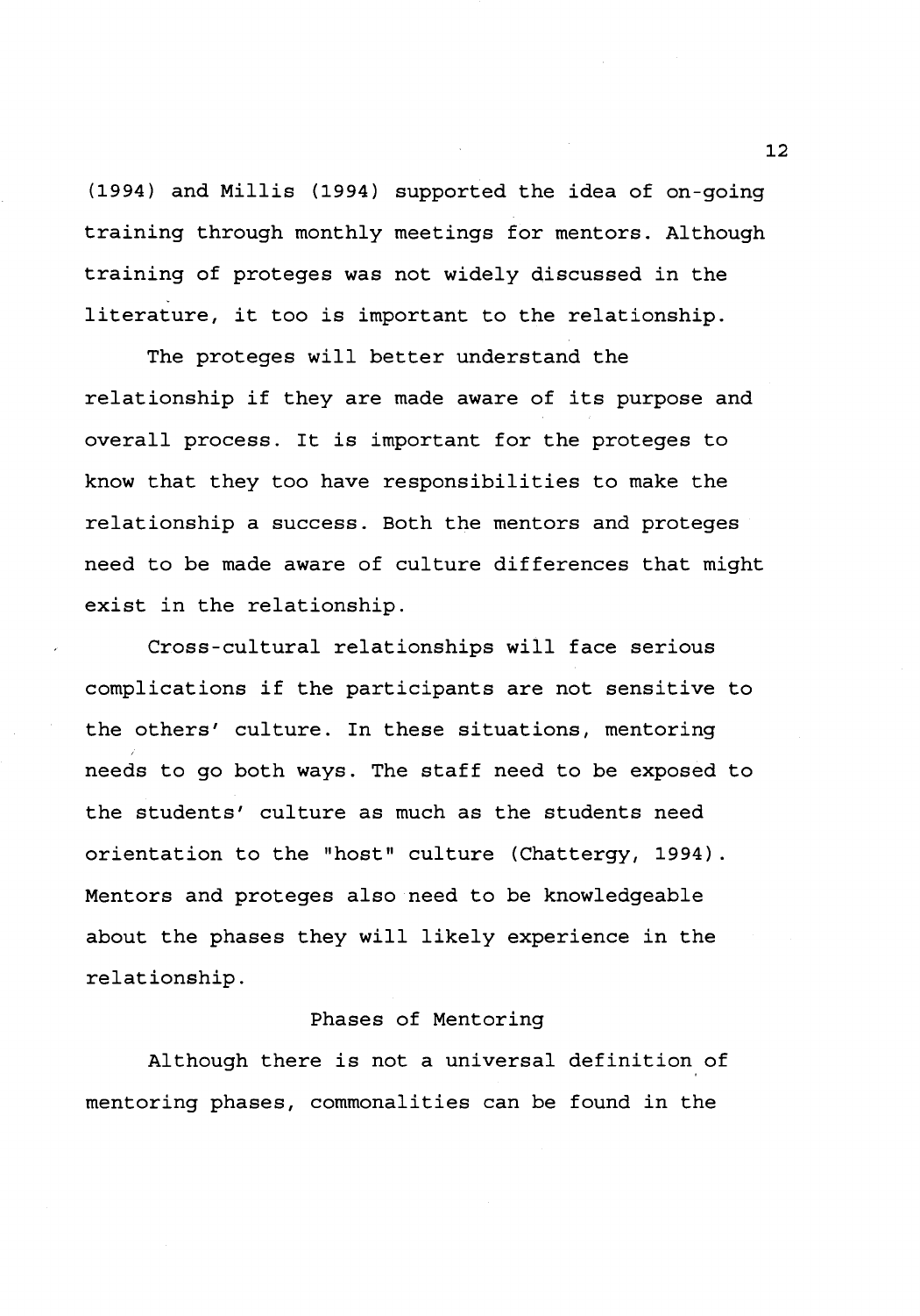(1994) and Millis (1994) supported the idea of on-going training through monthly meetings for mentors. Although training of proteges was not widely discussed in the literature, it too is important to the relationship.

The proteges will better understand the relationship if they are made aware of its purpose and overall process. It is important for the proteges to know that they too have responsibilities to make the relationship a success. Both the mentors and proteges need to be made aware of culture differences that might exist in the relationship.

Cross-cultural relationships will face serious complications if the participants are not sensitive to the others' culture. In these situations, mentoring needs to go both ways. The staff need to be exposed to the students' culture as much as the students need orientation to the "host" culture (Chattergy, 1994). Mentors and proteges also need to be knowledgeable about the phases they will likely experience in the relationship.

## Phases of Mentoring

Although there is not a universal definition of mentoring phases, commonalities can be found in the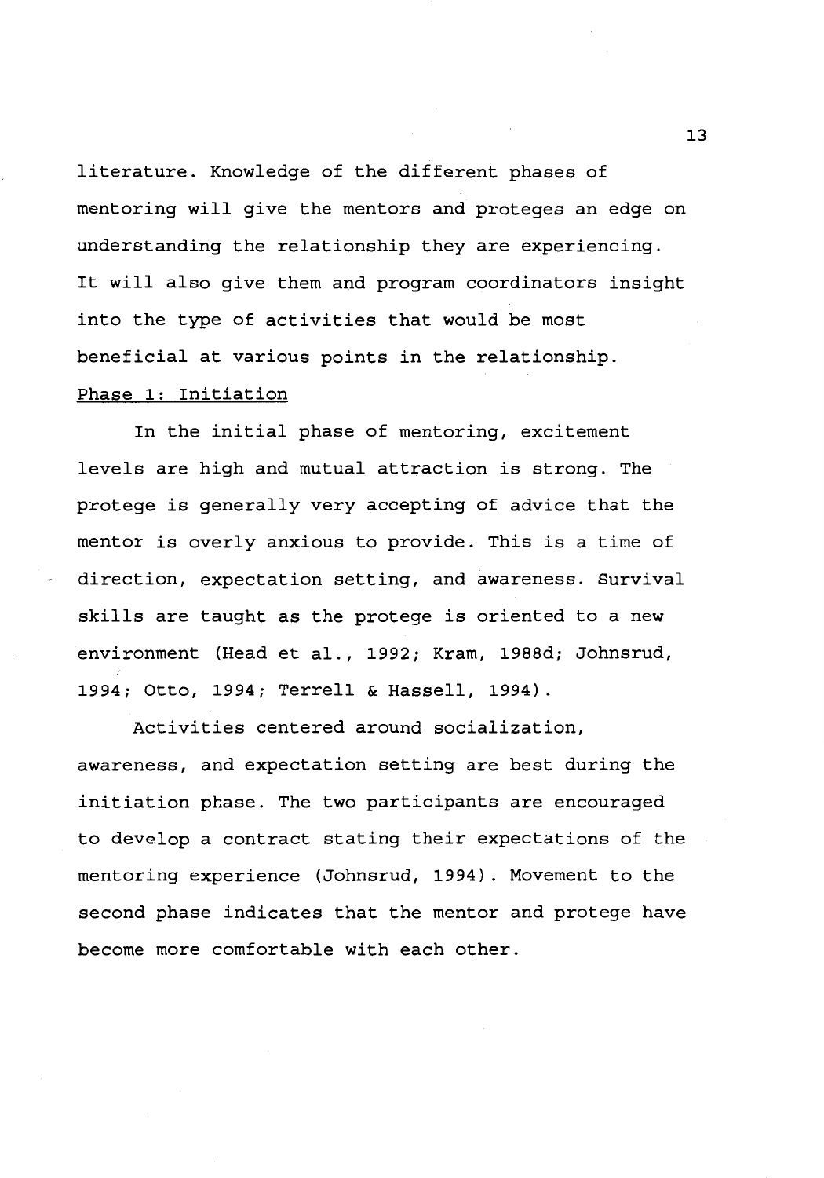literature. Knowledge of the different phases of mentoring will give the mentors and proteges an edge on understanding the relationship they are experiencing. It will also give them and program coordinators insight into the type of activities that would be most beneficial at various points in the relationship.

## Phase 1: Initiation

In the initial phase of mentoring, excitement levels are high and mutual attraction is strong. The protege is generally very accepting of advice that the mentor is overly anxious to provide. This is a time of direction, expectation setting, and awareness. Survival skills are taught as the protege is oriented to a new environment (Head et al., 1992; Kram, 1988d; Johnsrud, 1994; Otto, 1994; Terrell & Hassell, 1994).

Activities centered around socialization, awareness, and expectation setting are best during the initiation phase. The two participants are encouraged to develop a contract stating their expectations of the mentoring experience (Johnsrud, 1994). Movement to the second phase indicates that the mentor and protege have become more comfortable with each other.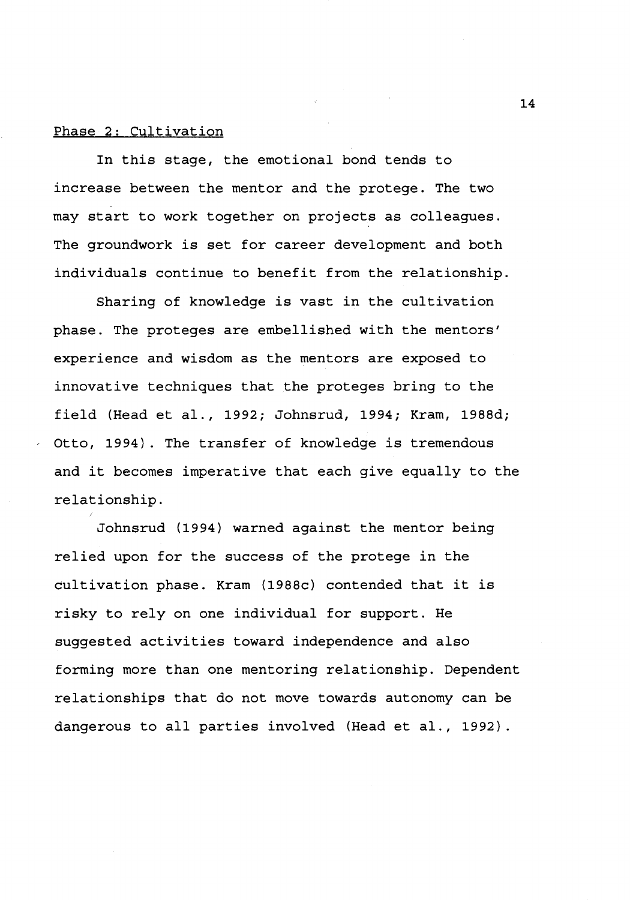Phase 2: Cultivation

In this stage, the emotional bond tends to increase between the mentor and the protege. The two may start to work together on projects as colleagues. The groundwork is set for career development and both individuals continue to benefit from the relationship.

Sharing of knowledge is vast in the cultivation phase. The proteges are embellished with the mentors' experience and wisdom as the mentors are exposed to innovative techniques that the proteges bring to the field (Head et al., 1992; Johnsrud, 1994; Kram, 1988d; Otto, 1994). The transfer of knowledge is tremendous and it becomes imperative that each give equally to the relationship.

Johnsrud (1994) warned against the mentor being relied upon for the success of the protege in the cultivation phase. Kram (1988c) contended that it is risky to rely on one individual for support. He suggested activities toward independence and also forming more than one mentoring relationship. Dependent relationships that do not move towards autonomy can be dangerous to all parties involved (Head et al., 1992).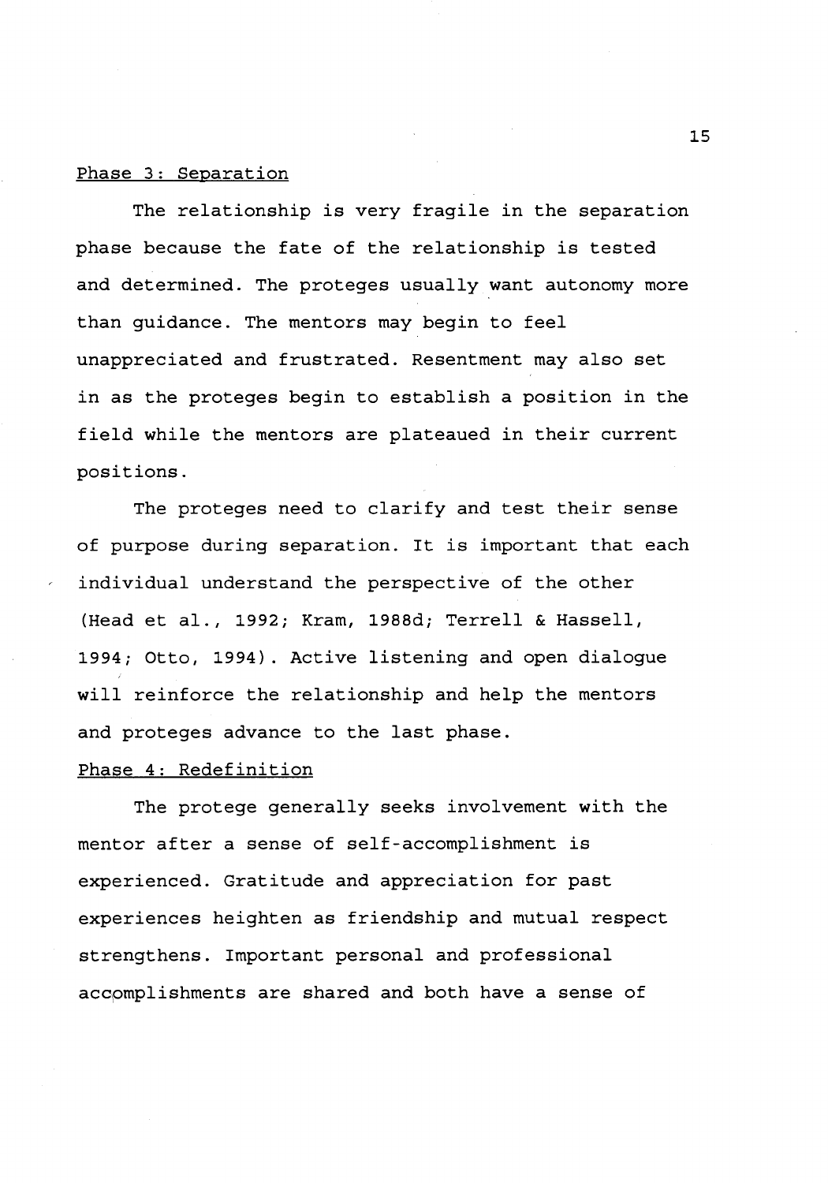### Phase 3: Separation

The relationship is very fragile in the separation phase because the fate of the relationship is tested and determined. The proteges usually want autonomy more than guidance. The mentors may begin to feel unappreciated and frustrated. Resentment may also set in as the proteges begin to establish a position in the field while the mentors are plateaued in their current positions.

The proteges need to clarify and test their sense of purpose during separation. It is important that each individual understand the perspective of the other (Head et al., 1992; Kram, 1988d; Terrell & Hassell, 1994; Otto, 1994). Active listening and open dialogue will reinforce the relationship and help the mentors and proteges advance to the last phase.

### Phase 4: Redefinition

The protege generally seeks involvement with the mentor after a sense of self-accomplishment is experienced. Gratitude and appreciation for past experiences heighten as friendship and mutual respect strengthens. Important personal and professional accomplishments are shared and both have a sense of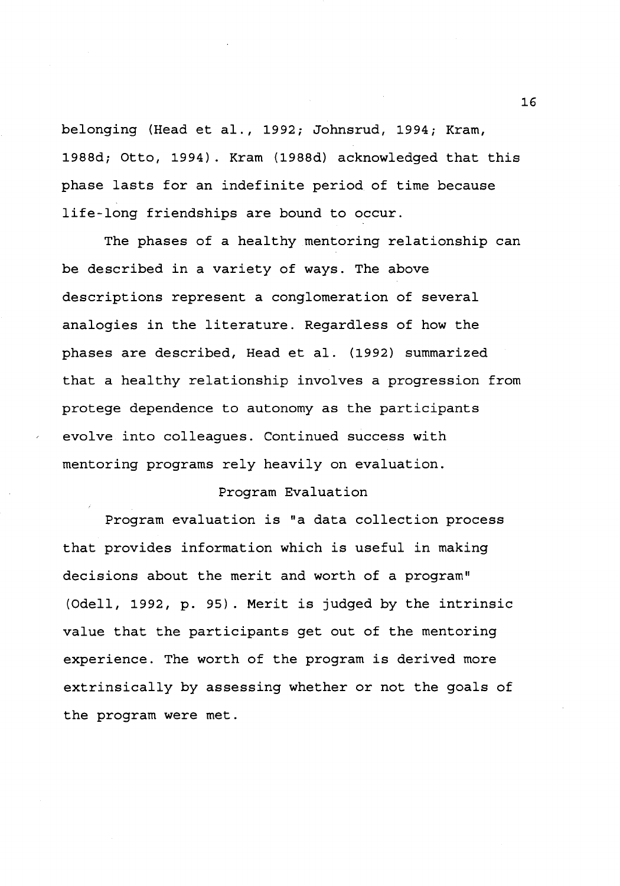belonging (Head et al., 1992; Johnsrud, 1994; Kram, 1988d; Otto, 1994). Kram (1988d) acknowledged that this phase lasts for an indefinite period of time because life-long friendships are bound to occur.

The phases of a healthy mentoring relationship can be described in a variety of ways. The above descriptions represent a conglomeration of several analogies in the literature. Regardless of how the phases are described, Head et al. (1992) summarized that a healthy relationship involves a progression from protege dependence to autonomy as the participants evolve into colleagues. Continued success with mentoring programs rely heavily on evaluation.

## Program Evaluation

Program evaluation is "a data collection process that provides information which is useful in making decisions about the merit and worth of a program" (Odell, 1992, p. 95). Merit is judged by the intrinsic value that the participants get out of the mentoring experience. The worth of the program is derived more extrinsically by assessing whether or not the goals of the program were met.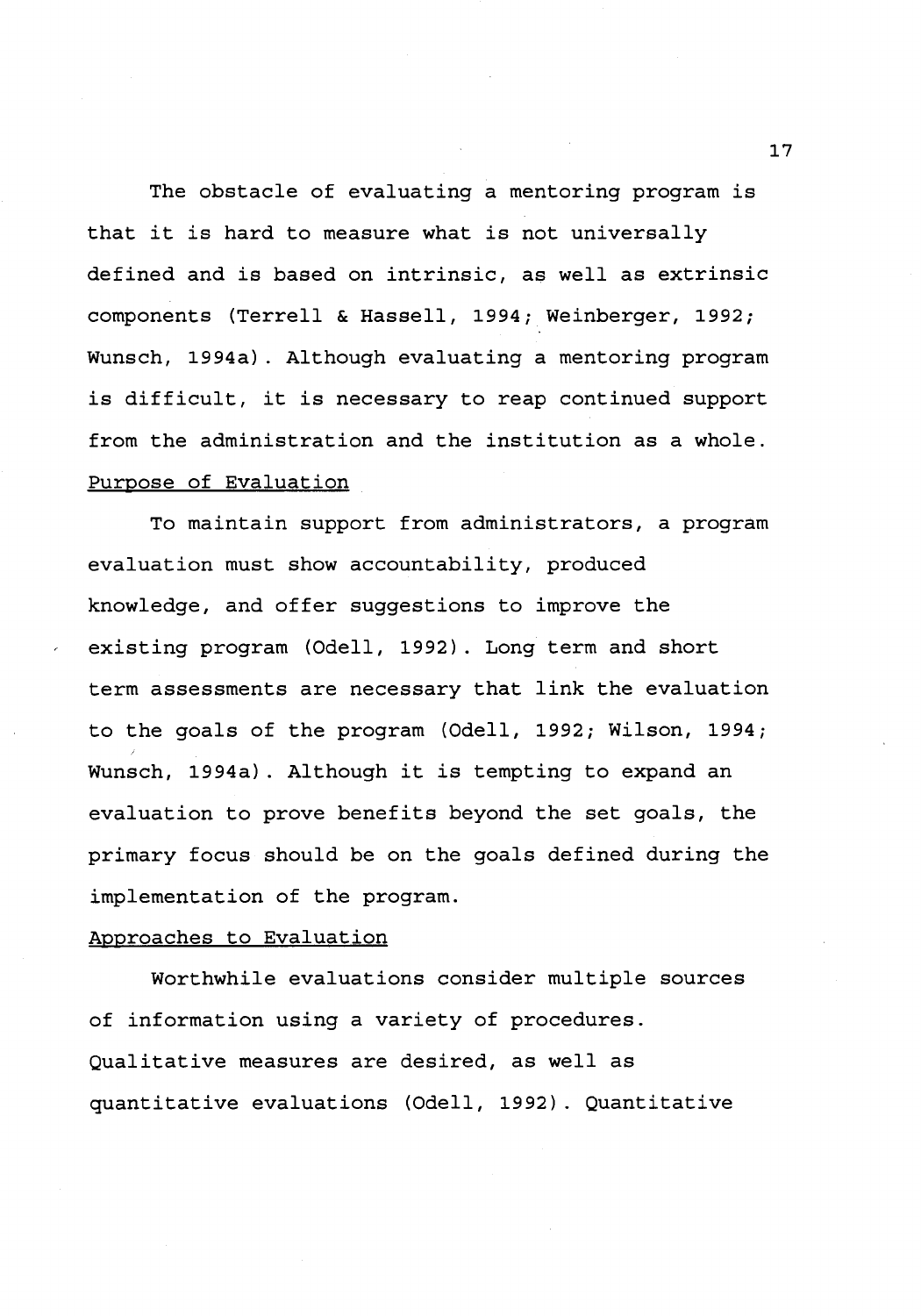The obstacle of evaluating a mentoring program is that it is hard to measure what is not universally defined and is based on intrinsic, as well as extrinsic components (Terrell & Hassell, 1994; Weinberger, 1992; Wunsch, 1994a). Although evaluating a mentoring program is difficult, it is necessary to reap continued support from the administration and the institution as a whole.

### Purpose of Evaluation

To maintain support from administrators, a program evaluation must show accountability, produced knowledge, and offer suggestions to improve the existing program (Odell, 1992). Long term and short term assessments are necessary that link the evaluation to the goals of the program (Odell, 1992; Wilson, 1994; Wunsch, 1994a). Although it is tempting to expand an evaluation to prove benefits beyond the set goals, the primary focus should be on the goals defined during the implementation of the program.

### Approaches to Evaluation

Worthwhile evaluations consider multiple sources of information using a variety of procedures. Qualitative measures are desired, as well as quantitative evaluations (Odell, 1992). Quantitative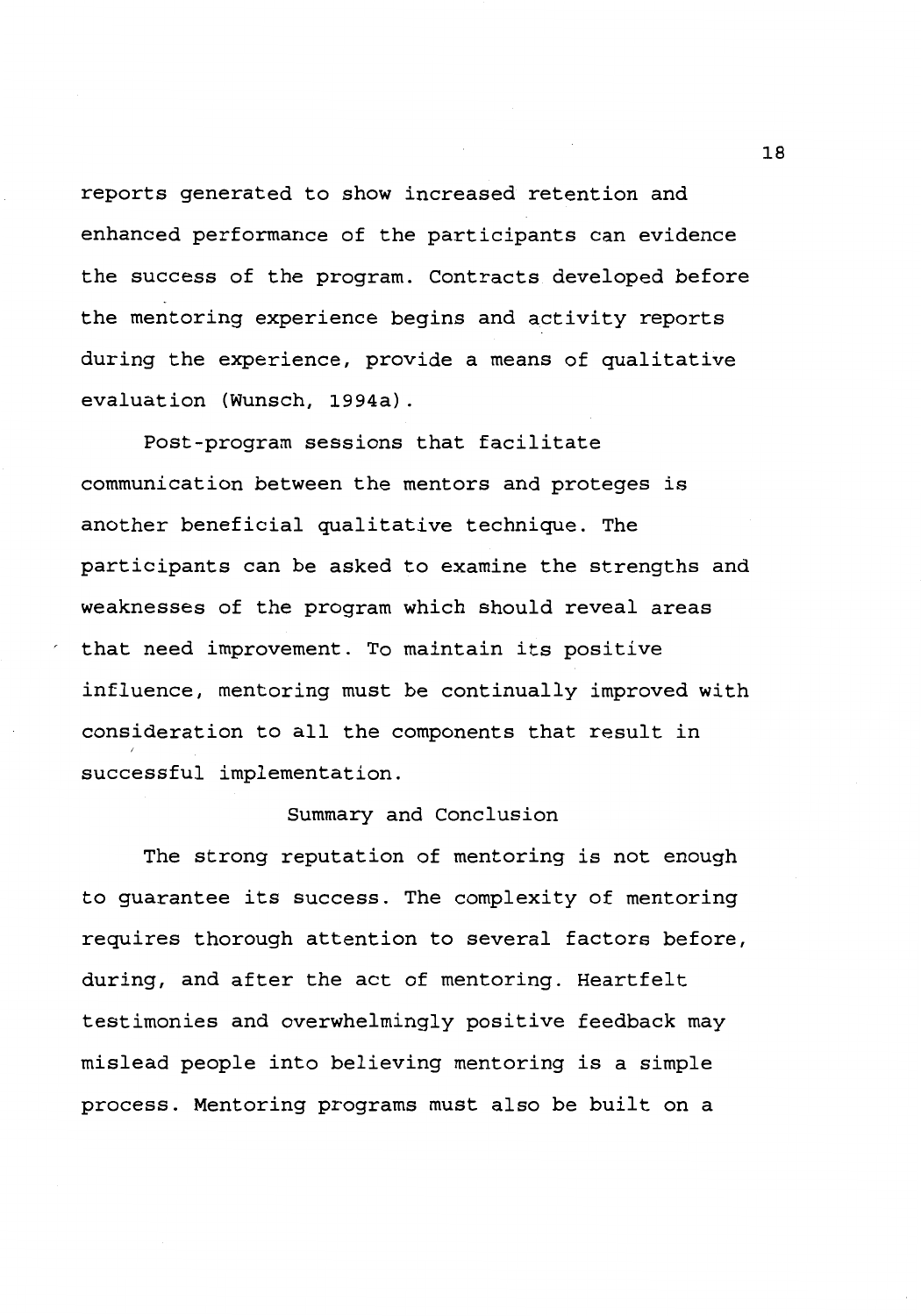reports generated to show increased retention and enhanced performance of the participants can evidence the success of the program. Contracts developed before the mentoring experience begins and activity reports during the experience, provide a means of qualitative evaluation (Wunsch, 1994a).

Post-program sessions that facilitate communication between the mentors and proteges is another beneficial qualitative technique. The participants can be asked to examine the strengths and weaknesses of the program which should reveal areas that need improvement. To maintain its positive influence, mentoring must be continually improved with consideration to all the components that result in successful implementation.

## Summary and Conclusion

The strong reputation of mentoring is not enough to guarantee its success. The complexity of mentoring requires thorough attention to several factors before, during, and after the act of mentoring. Heartfelt testimonies and overwhelmingly positive feedback may mislead people into believing mentoring is a simple process. Mentoring programs must also be built on a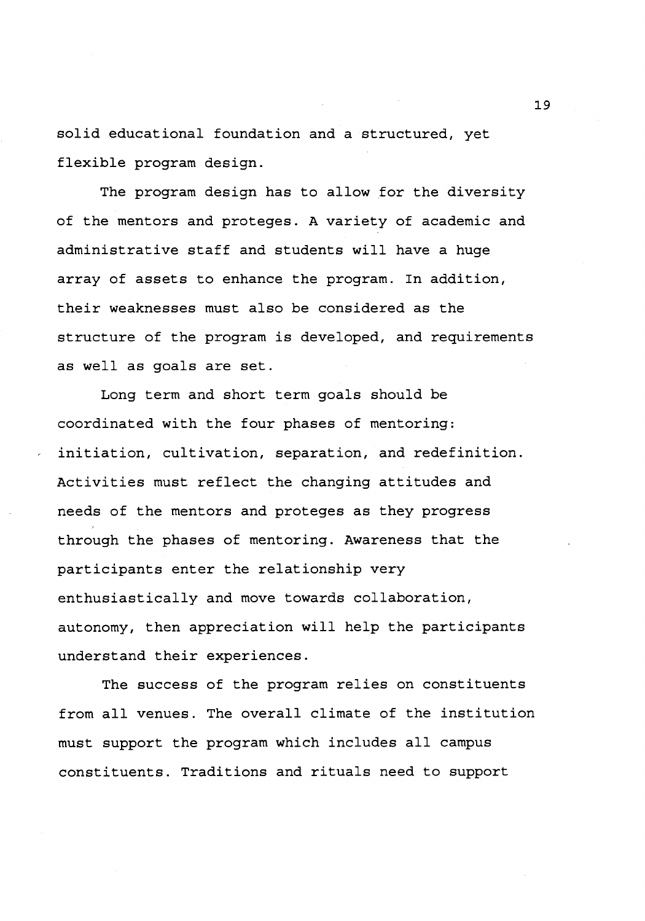solid educational foundation and a structured, yet flexible program design.

The program design has to allow for the diversity of the mentors and proteges. A variety of academic and administrative staff and students will have a huge array of assets to enhance the program. In addition, their weaknesses must also be considered as the structure of the program is developed, and requirements as well as goals are set.

Long term and short term goals should be coordinated with the four phases of mentoring: initiation, cultivation, separation, and redefinition. Activities must reflect the changing attitudes and needs of the mentors and proteges as they progress through the phases of mentoring. Awareness that the participants enter the relationship very enthusiastically and move towards collaboration, autonomy, then appreciation will help the participants understand their experiences.

The success of the program relies on constituents from all venues. The overall climate of the institution must support the program which includes all campus constituents. Traditions and rituals need to support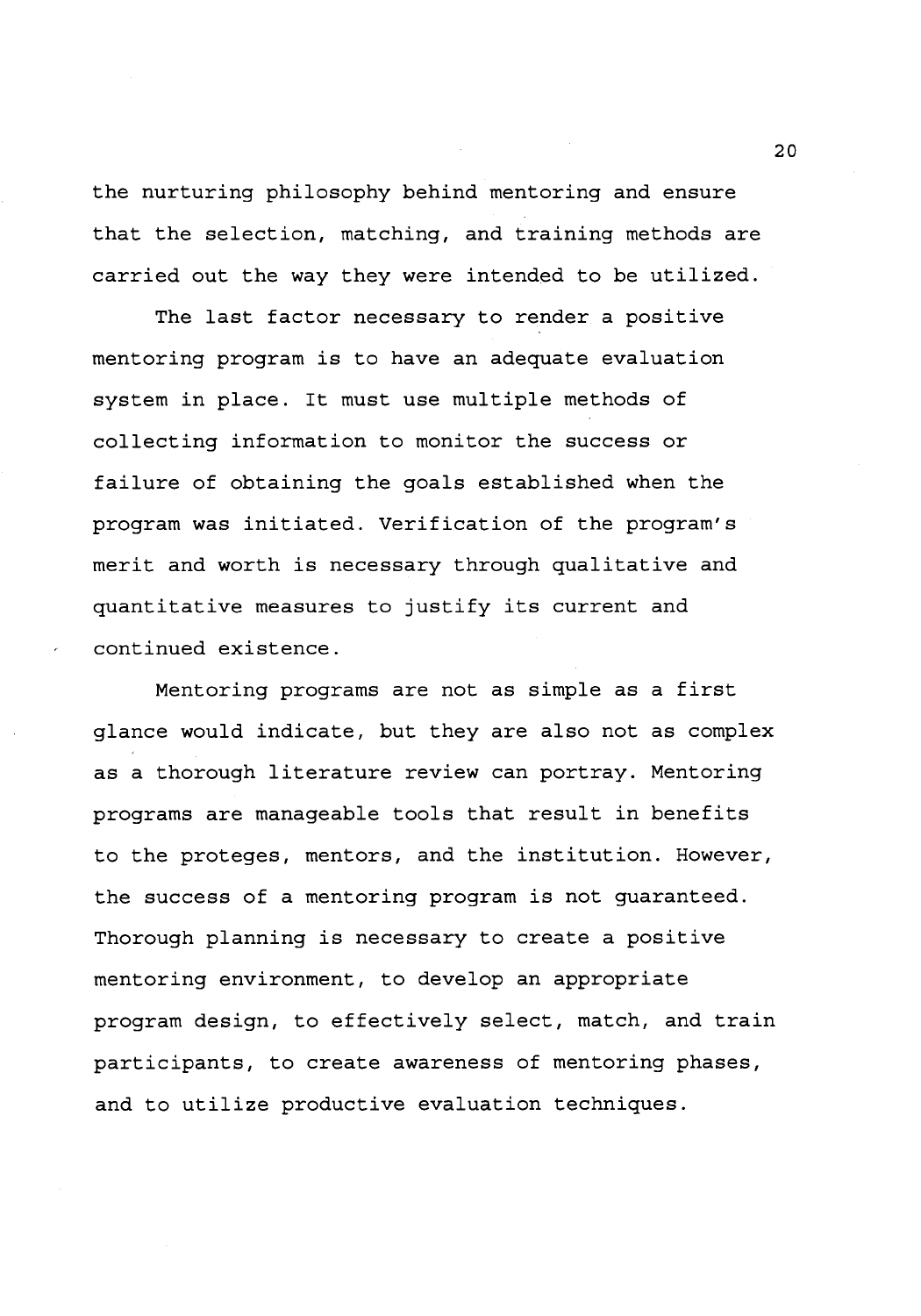the nurturing philosophy behind mentoring and ensure that the selection, matching, and training methods are carried out the way they were intended to be utilized.

The last factor necessary to render a positive mentoring program is to have an adequate evaluation system in place. It must use multiple methods of collecting information to monitor the success or failure of obtaining the goals established when the program was initiated. Verification of the program's merit and worth is necessary through qualitative and quantitative measures to justify its current and continued existence.

Mentoring programs are not as simple as a first glance would indicate, but they are also not as complex as a thorough literature review can portray. Mentoring programs are manageable tools that result in benefits to the proteges, mentors, and the institution. However, the success of a mentoring program is not guaranteed. Thorough planning is necessary to create a positive mentoring environment, to develop an appropriate program design, to effectively select, match, and train participants, to create awareness of mentoring phases, and to utilize productive evaluation techniques.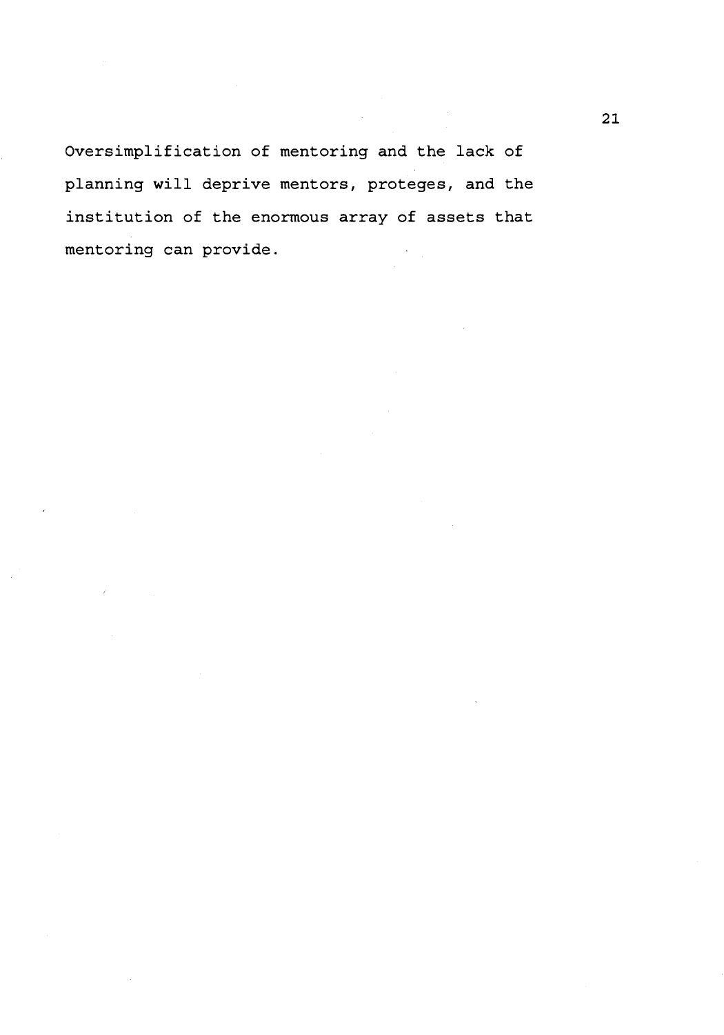Oversimplification of mentoring and the lack of planning will deprive mentors, proteges, and the institution of the enormous array of assets that mentoring can provide.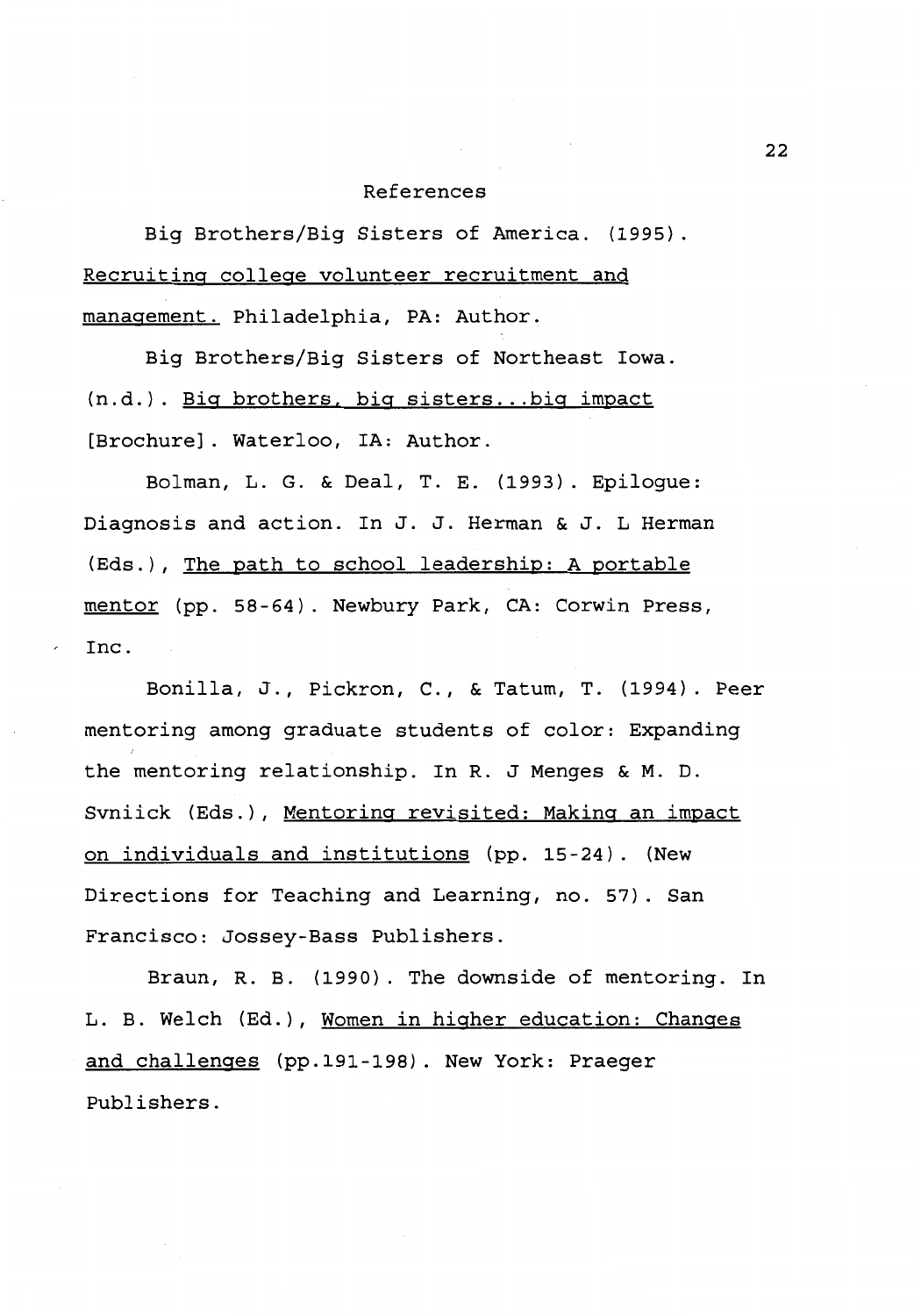# References

Big Brothers/Big Sisters of America. (1995). Recruiting college volunteer recruitment and management. Philadelphia, PA: Author.

Big Brothers/Big Sisters of Northeast Iowa. (n.d.). Big brothers, big sisters...big impact [Brochure]. Waterloo, IA: Author.

Bolman, L. G. & Deal, T. E. (1993). Epilogue: Diagnosis and action. In J. J. Herman & J. L Herman (Eds.), The path to school leadership: A portable mentor (pp. 58-64). Newbury Park, CA: Corwin Press, Inc.

Bonilla, J., Pickron, C., & Tatum, T. (1994). Peer mentoring among graduate students of color: Expanding the mentoring relationship. In R. J Menges & M. D. Svniick (Eds.), Mentoring revisited: Making an impact on individuals and institutions (pp. 15-24). (New Directions for Teaching and Learning, no. 57). San Francisco: Jossey-Bass Publishers.

Braun, R. B. (1990). The downside of mentoring. In L. B. Welch (Ed.), Women in higher education: Changes and challenges (pp.191-198). New York: Praeger Publishers.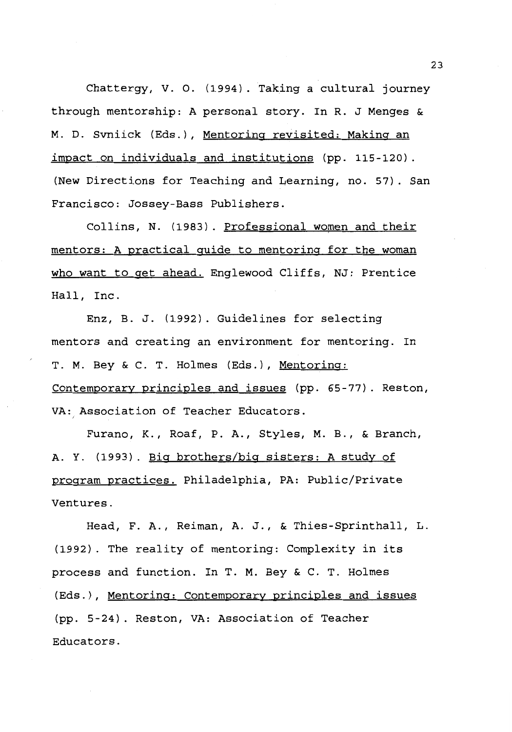Chattergy, V. O. (1994). Taking a cultural journey through mentorship: A personal story. In R. J Menges & M. D. Svniick (Eds.), Mentoring revisited: Making an impact on individuals and institutions (pp. 115-120). (New Directions for Teaching and Learning, no. 57). San Francisco: Jossey-Bass Publishers.

Collins, N. (1983). Professional women and their mentors: A practical guide to mentoring for the woman who want to get ahead. Englewood Cliffs, NJ: Prentice Hall, Inc.

Enz, B. J. (1992). Guidelines for selecting mentors and creating an environment for mentoring. In T. M. Bey & C. T. Holmes (Eds.), Mentoring: Contemporary principles and issues (pp. 65-77). Reston, VA: Association of Teacher Educators.

Furano, K., Roaf, P. A., Styles, M. B., & Branch, A. Y. (1993). Big brothers/big sisters: A study of program practices. Philadelphia, PA: Public/Private Ventures.

Head, F. A., Reiman, A. J., & Thies-Sprinthall, L. (1992). The reality of mentoring: Complexity in its process and function. In T. M. Bey & C. T. Holmes (Eds.), Mentoring: Contemporary principles and issues (pp. 5-24). Reston, VA: Association of Teacher Educators.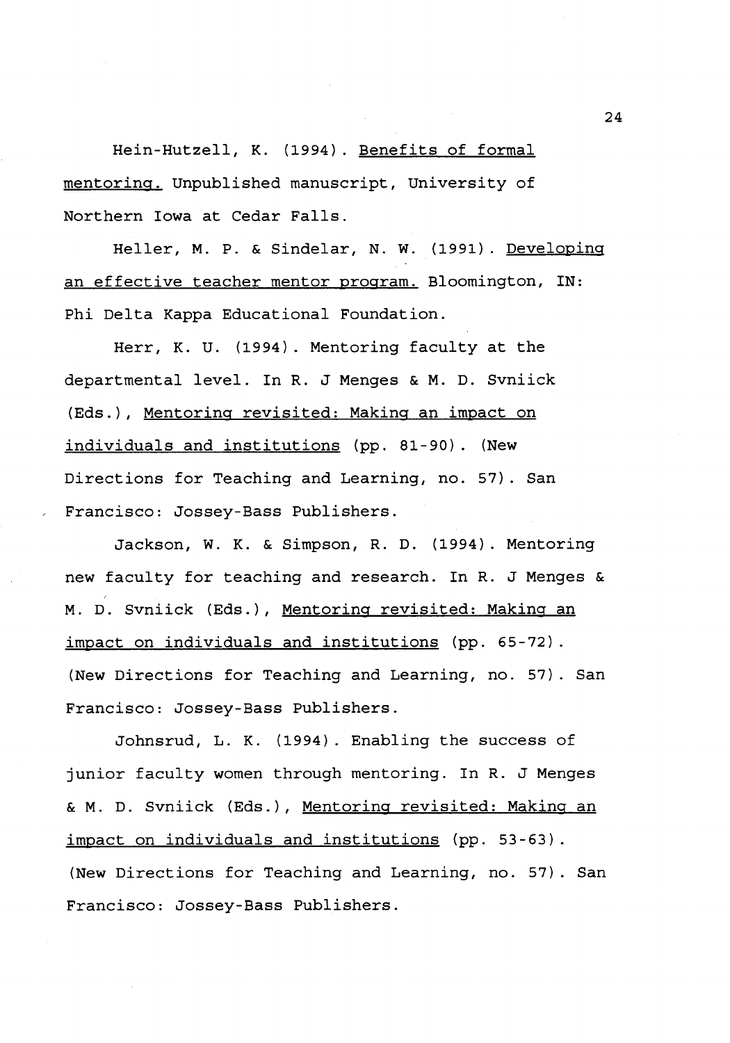Hein-Hutzell, K. (1994). Benefits of formal mentoring. Unpublished manuscript, University of Northern Iowa at Cedar Falls.

Heller, M. P. & Sindelar, N. W. (1991). Developing an effective teacher mentor program. Bloomington, IN: Phi Delta Kappa Educational Foundation.

Herr, K. U. (1994). Mentoring faculty at the departmental level. In R. J Menges & M. D. Svniick (Eds.), Mentoring revisited: Making an impact on individuals and institutions (pp. 81-90). (New Directions for Teaching and Learning, no. 57). San Francisco: Jossey-Bass Publishers.

Jackson, W. K. & Simpson, R. D. (1994). Mentoring new faculty for teaching and research. In R. J Menges & M. D. Svniick (Eds.), Mentoring revisited: Making an impact on individuals and institutions (pp. 65-72). (New Directions for Teaching and Learning, no. 57). San Francisco: Jossey-Bass Publishers.

Johnsrud, L. K. (1994). Enabling the success of junior faculty women through mentoring. In R. J Menges & M. D. Svniick (Eds.), Mentoring revisited: Making an impact on individuals and institutions (pp. 53-63). (New Directions for Teaching and Learning, no. 57). San Francisco: Jossey-Bass Publishers.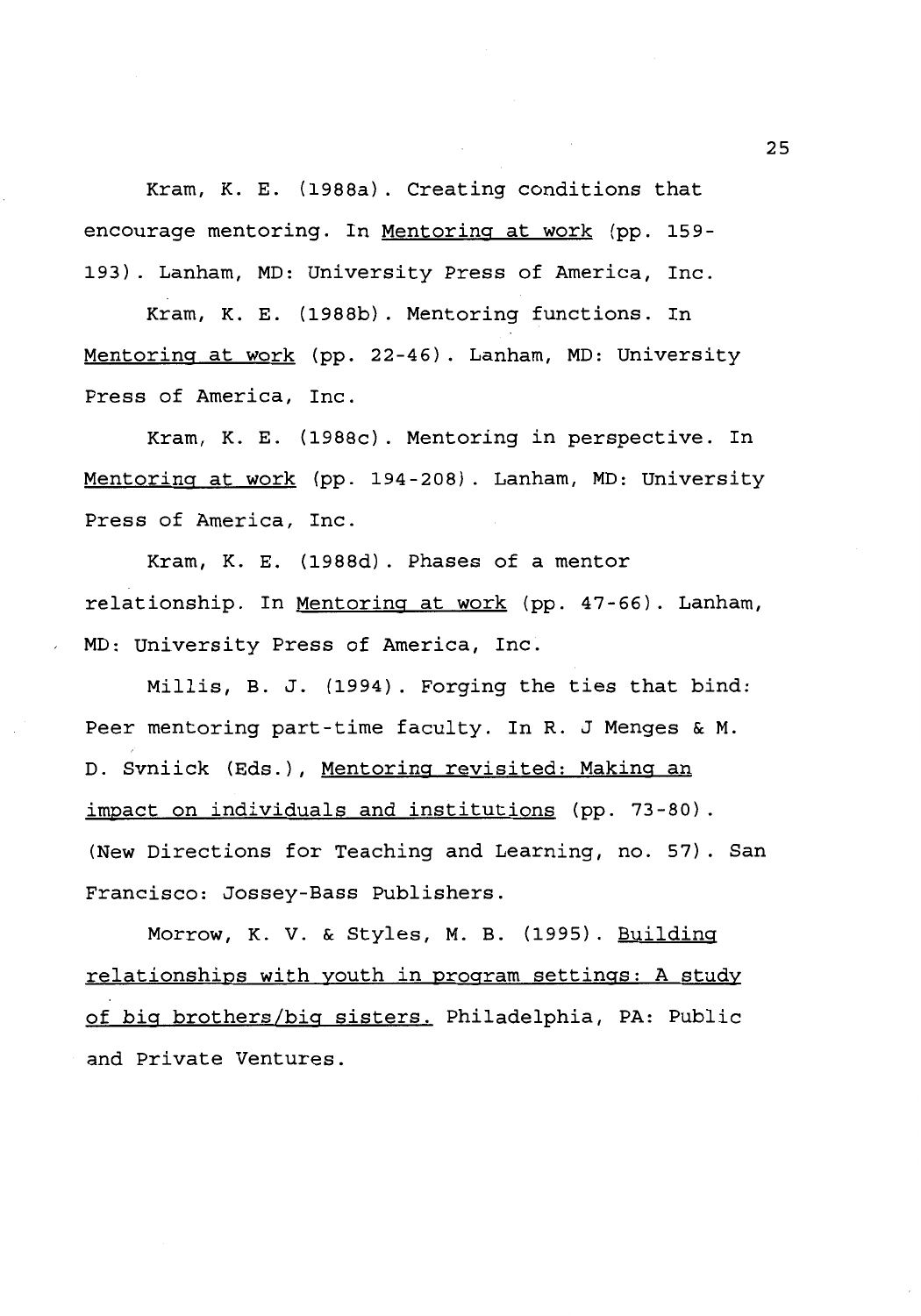Kram, K. E. (1988a). Creating conditions that encourage mentoring. In Mentoring at work (pp. 159-193). Lanham, MD: University Press of America, Inc.

Kram, K. E. (1988b). Mentoring functions. In Mentoring at work (pp. 22-46). Lanham, MD: University Press of America, Inc.

Kram, K. E. (1988c). Mentoring in perspective. In Mentoring at work (pp. 194-208). Lanham, MD: University Press of America, Inc.

Kram, K. E. (1988d). Phases of a mentor relationship. In Mentoring at work (pp. 47-66). Lanham, MD: University Press of America, Inc.

Millis, B. J. (1994). Forging the ties that bind: Peer mentoring part-time faculty. In R. J Menges & M. D. Svniick (Eds.), Mentoring revisited: Making an impact on individuals and institutions (pp. 73-80). (New Directions for Teaching and Learning, no. 57). San Francisco: Jossey-Bass Publishers.

Morrow, K. V. & Styles, M. B. (1995). Building relationships with youth in program settings: A study of big brothers/big sisters. Philadelphia, PA: Public and Private Ventures.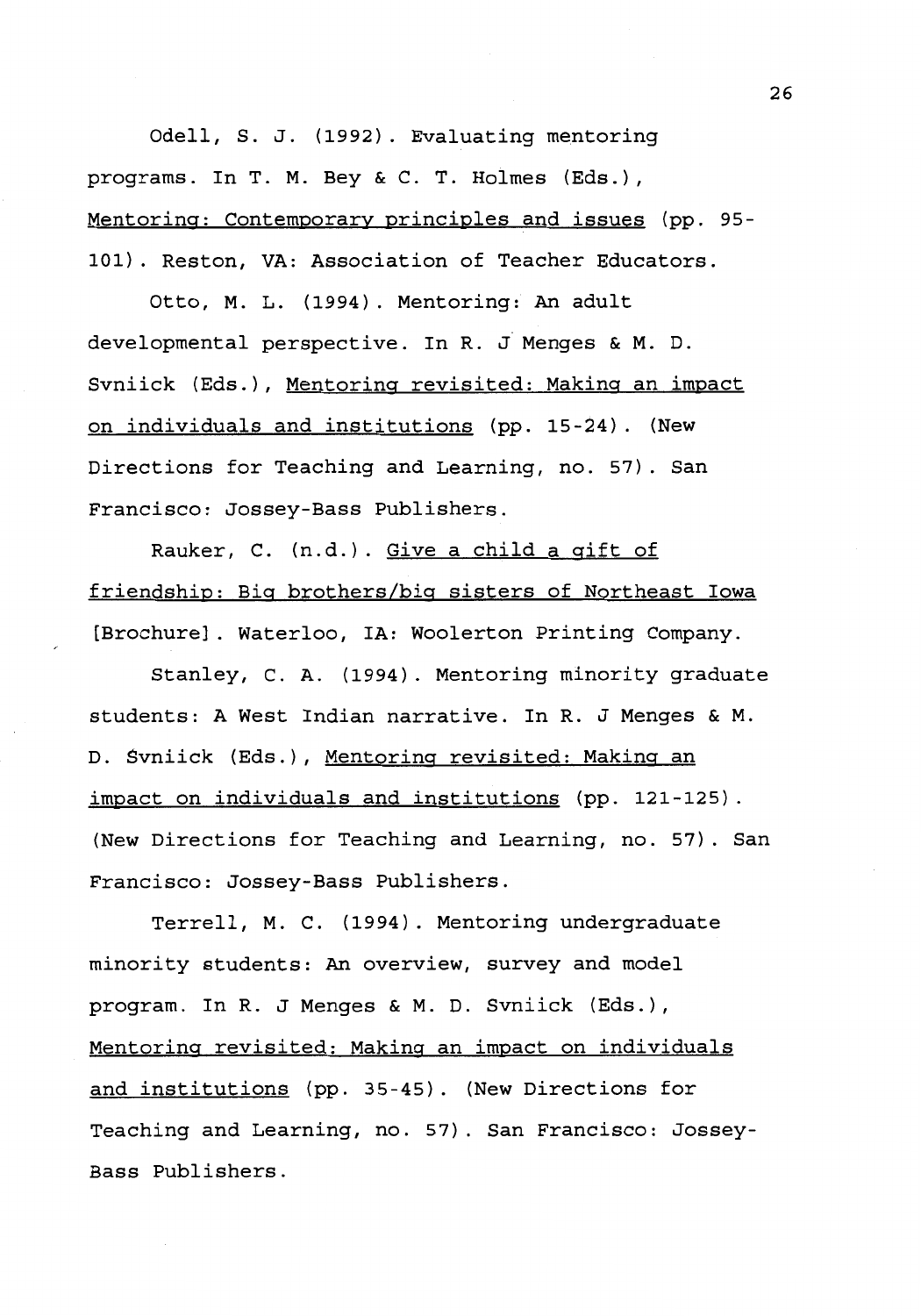Odell, S. J. (1992). Evaluating mentoring programs. In T. M. Bey & C. T. Holmes (Eds.), <u>Mentoring: Contemporary principles and issues</u> (pp. 95-101). Reston, VA: Association of Teacher Educators.

Otto, M. L. (1994). Mentoring: An adult developmental perspective. In R. J Menges & M. D. Svniick (Eds.), <u>Mentoring revisited: Making an impact on individuals and institutions</u> (pp. 15-24). (New Directions for Teaching and Learning, no. 57). San Francisco: Jossey-Bass Publishers.

Rauker, C. (n.d.). <u>Give a child a gift of friendship: Big brothers/big sisters of Northeast Iowa</u> [Brochure]. Waterloo, IA: Woolerton Printing Company.

Stanley, C. A. (1994). Mentoring minority graduate students: A West Indian narrative. In R. J Menges & M. D. Svniick (Eds.), <u>Mentoring revisited: Making an impact on individuals and institutions</u> (pp. 121-125). (New Directions for Teaching and Learning, no. 57). San Francisco: Jossey-Bass Publishers.

Terrell, M. C. (1994). Mentoring undergraduate minority students: An overview, survey and model program. In R. J Menges & M. D. Svniick (Eds.), <u>Mentoring revisited: Making an impact on individuals and institutions</u> (pp. 35-45). (New Directions for Teaching and Learning, no. 57). San Francisco: Jossey-Bass Publishers.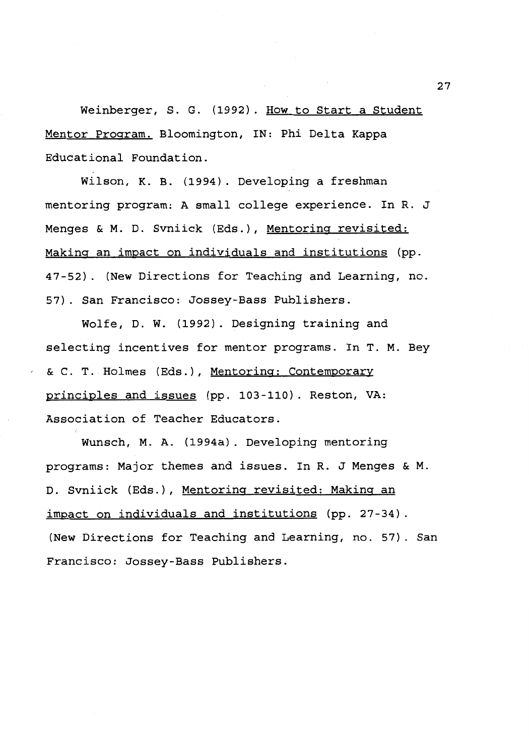Weinberger, S. G. (1992). How to Start a Student Mentor Program. Bloomington, IN: Phi Delta Kappa Educational Foundation.

Wilson, K. B. (1994). Developing a freshman mentoring program: A small college experience. In R. J Menges & M. D. Svniick (Eds.), Mentoring revisited: Making an impact on individuals and institutions (pp. 47-52). (New Directions for Teaching and Learning, no. 57). San Francisco: Jossey-Bass Publishers.

Wolfe, D. W. (1992). Designing training and selecting incentives for mentor programs. In T. M. Bey & C. T. Holmes (Eds.), Mentoring: Contemporary principles and issues (pp. 103-110). Reston, VA: Association of Teacher Educators.

Wunsch, M. A. (1994a). Developing mentoring programs: Major themes and issues. In R. J Menges & M. D. Svniick (Eds.), Mentoring revisited: Making an impact on individuals and institutions (pp. 27-34). (New Directions for Teaching and Learning, no. 57). San Francisco: Jossey-Bass Publishers.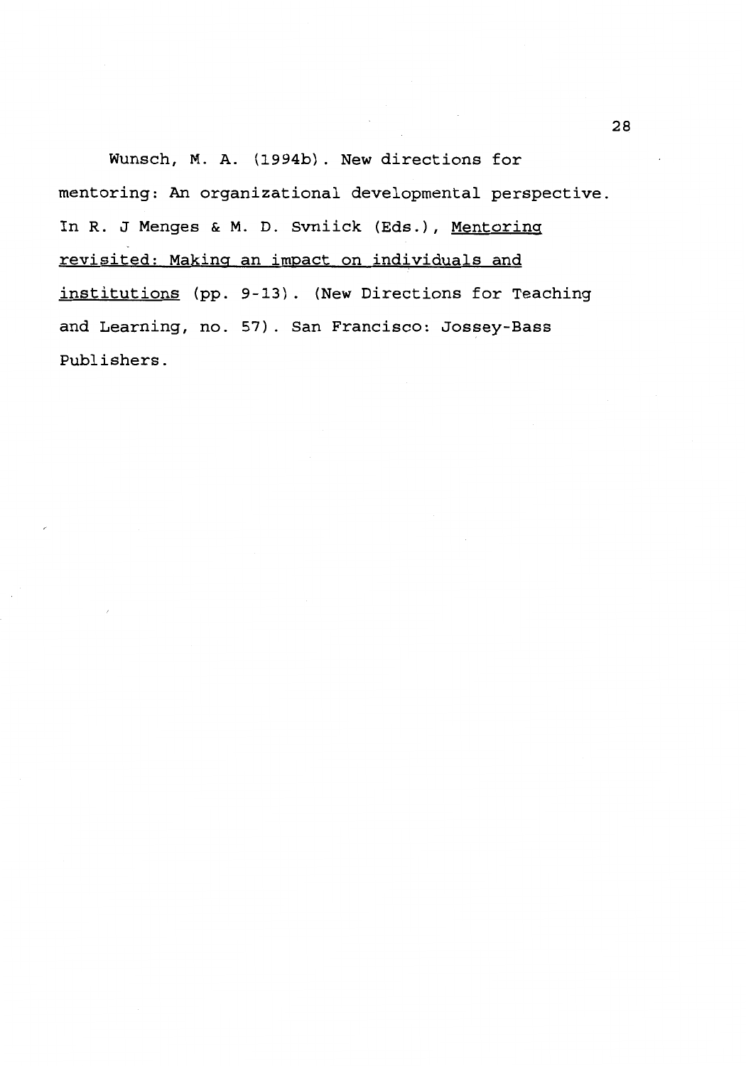Wunsch, M. A. (1994b). New directions for mentoring: An organizational developmental perspective. In R. J Menges & M. D. Svniick (Eds.), Mentoring revisited: Making an impact on individuals and institutions (pp. 9-13). (New Directions for Teaching and Learning, no. 57). San Francisco: Jossey-Bass Publishers.